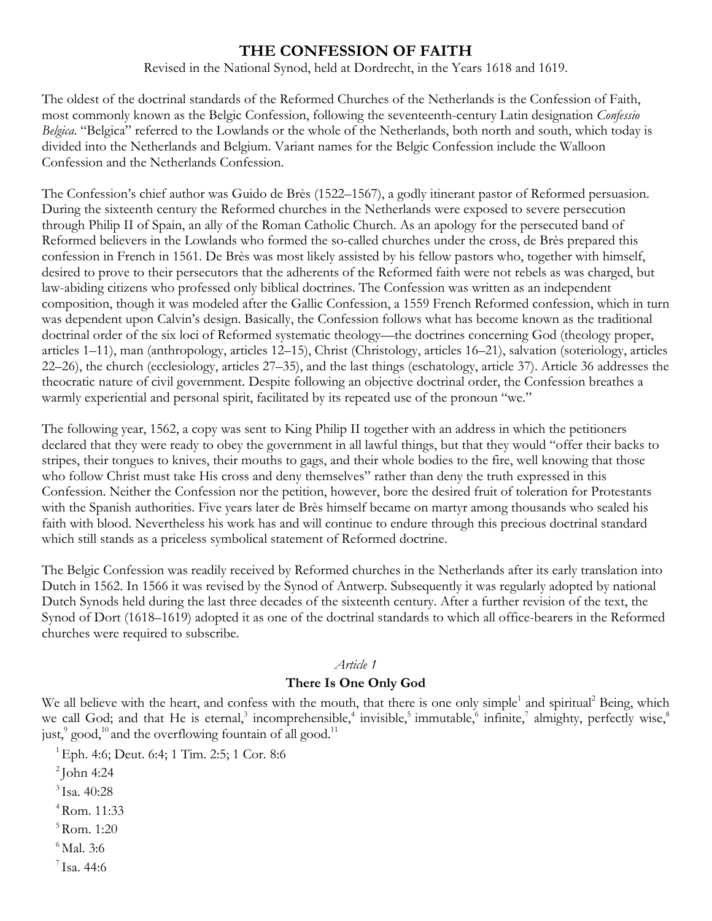# THE CONFESSION OF FAITH

Revised in the National Synod, held at Dordrecht, in the Years 1618 and 1619.

The oldest of the doctrinal standards of the Reformed Churches of the Netherlands is the Confession of Faith, most commonly known as the Belgic Confession, following the seventeenth-century Latin designation *Confessio Belgica*. "Belgica" referred to the Lowlands or the whole of the Netherlands, both north and south, which today is divided into the Netherlands and Belgium. Variant names for the Belgic Confession include the Walloon Confession and the Netherlands Confession.

The Confession's chief author was Guido de Brès (1522–1567), a godly itinerant pastor of Reformed persuasion. During the sixteenth century the Reformed churches in the Netherlands were exposed to severe persecution through Philip II of Spain, an ally of the Roman Catholic Church. As an apology for the persecuted band of Reformed believers in the Lowlands who formed the so-called churches under the cross, de Brès prepared this confession in French in 1561. De Brès was most likely assisted by his fellow pastors who, together with himself, desired to prove to their persecutors that the adherents of the Reformed faith were not rebels as was charged, but law-abiding citizens who professed only biblical doctrines. The Confession was written as an independent composition, though it was modeled after the Gallic Confession, a 1559 French Reformed confession, which in turn was dependent upon Calvin's design. Basically, the Confession follows what has become known as the traditional doctrinal order of the six loci of Reformed systematic theology—the doctrines concerning God (theology proper, articles 1–11), man (anthropology, articles 12–15), Christ (Christology, articles 16–21), salvation (soteriology, articles 22–26), the church (ecclesiology, articles 27–35), and the last things (eschatology, article 37). Article 36 addresses the theocratic nature of civil government. Despite following an objective doctrinal order, the Confession breathes a warmly experiential and personal spirit, facilitated by its repeated use of the pronoun "we."

The following year, 1562, a copy was sent to King Philip II together with an address in which the petitioners declared that they were ready to obey the government in all lawful things, but that they would "offer their backs to stripes, their tongues to knives, their mouths to gags, and their whole bodies to the fire, well knowing that those who follow Christ must take His cross and deny themselves" rather than deny the truth expressed in this Confession. Neither the Confession nor the petition, however, bore the desired fruit of toleration for Protestants with the Spanish authorities. Five years later de Brès himself became on martyr among thousands who sealed his faith with blood. Nevertheless his work has and will continue to endure through this precious doctrinal standard which still stands as a priceless symbolical statement of Reformed doctrine.

The Belgic Confession was readily received by Reformed churches in the Netherlands after its early translation into Dutch in 1562. In 1566 it was revised by the Synod of Antwerp. Subsequently it was regularly adopted by national Dutch Synods held during the last three decades of the sixteenth century. After a further revision of the text, the Synod of Dort (1618–1619) adopted it as one of the doctrinal standards to which all office-bearers in the Reformed churches were required to subscribe.

*Article 1*

## There Is One Only God

We all believe with the heart, and confess with the mouth, that there is one only simple[1] and spiritual[2] Being, which we call God; and that He is eternal,[3] incomprehensible,[4] invisible,[5] immutable,[6] infinite,[7] almighty, perfectly wise,[8] just,[9] good,[10] and the overflowing fountain of all good.[11]

[1] Eph. 4:6; Deut. 6:4; 1 Tim. 2:5; 1 Cor. 8:6

[2] John 4:24

[3] Isa. 40:28

[4] Rom. 11:33

[5] Rom. 1:20

[6] Mal. 3:6

[7] Isa. 44:6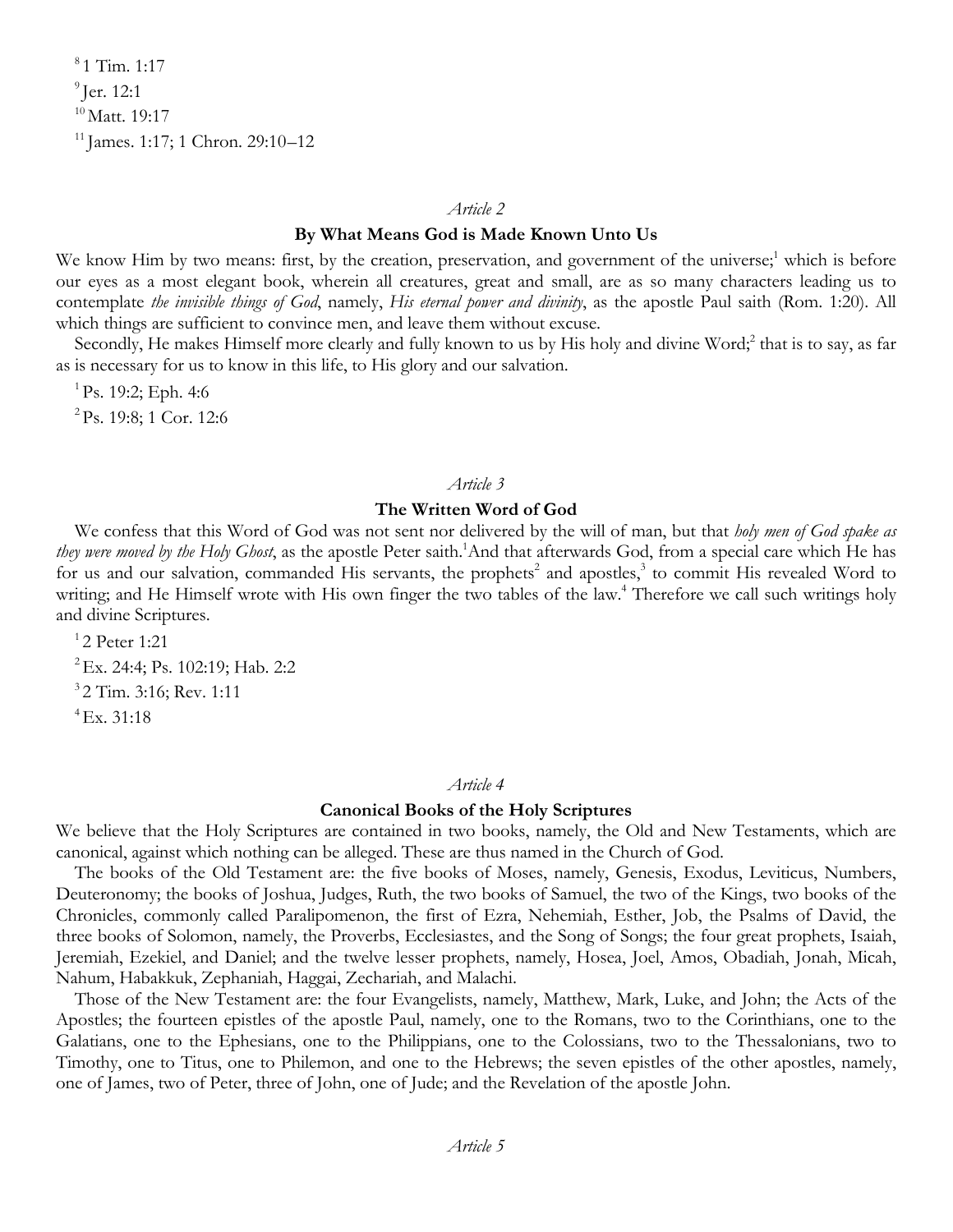[8] 1 Tim. 1:17

[9] Jer. 12:1

[10] Matt. 19:17

[11] James. 1:17; 1 Chron. 29:10–12

*Article 2*

### By What Means God is Made Known Unto Us

We know Him by two means: first, by the creation, preservation, and government of the universe;[1] which is before our eyes as a most elegant book, wherein all creatures, great and small, are as so many characters leading us to contemplate *the invisible things of God*, namely, *His eternal power and divinity*, as the apostle Paul saith (Rom. 1:20). All which things are sufficient to convince men, and leave them without excuse.

Secondly, He makes Himself more clearly and fully known to us by His holy and divine Word;[2] that is to say, as far as is necessary for us to know in this life, to His glory and our salvation.

[1] Ps. 19:2; Eph. 4:6

[2] Ps. 19:8; 1 Cor. 12:6

*Article 3*

### The Written Word of God

We confess that this Word of God was not sent nor delivered by the will of man, but that *holy men of God spake as they were moved by the Holy Ghost*, as the apostle Peter saith.[1] And that afterwards God, from a special care which He has for us and our salvation, commanded His servants, the prophets[2] and apostles,[3] to commit His revealed Word to writing; and He Himself wrote with His own finger the two tables of the law.[4] Therefore we call such writings holy and divine Scriptures.

[1] 2 Peter 1:21

[2] Ex. 24:4; Ps. 102:19; Hab. 2:2

[3] 2 Tim. 3:16; Rev. 1:11

[4] Ex. 31:18

*Article 4*

### Canonical Books of the Holy Scriptures

We believe that the Holy Scriptures are contained in two books, namely, the Old and New Testaments, which are canonical, against which nothing can be alleged. These are thus named in the Church of God.

The books of the Old Testament are: the five books of Moses, namely, Genesis, Exodus, Leviticus, Numbers, Deuteronomy; the books of Joshua, Judges, Ruth, the two books of Samuel, the two of the Kings, two books of the Chronicles, commonly called Paralipomenon, the first of Ezra, Nehemiah, Esther, Job, the Psalms of David, the three books of Solomon, namely, the Proverbs, Ecclesiastes, and the Song of Songs; the four great prophets, Isaiah, Jeremiah, Ezekiel, and Daniel; and the twelve lesser prophets, namely, Hosea, Joel, Amos, Obadiah, Jonah, Micah, Nahum, Habakkuk, Zephaniah, Haggai, Zechariah, and Malachi.

Those of the New Testament are: the four Evangelists, namely, Matthew, Mark, Luke, and John; the Acts of the Apostles; the fourteen epistles of the apostle Paul, namely, one to the Romans, two to the Corinthians, one to the Galatians, one to the Ephesians, one to the Philippians, one to the Colossians, two to the Thessalonians, two to Timothy, one to Titus, one to Philemon, and one to the Hebrews; the seven epistles of the other apostles, namely, one of James, two of Peter, three of John, one of Jude; and the Revelation of the apostle John.

*Article 5*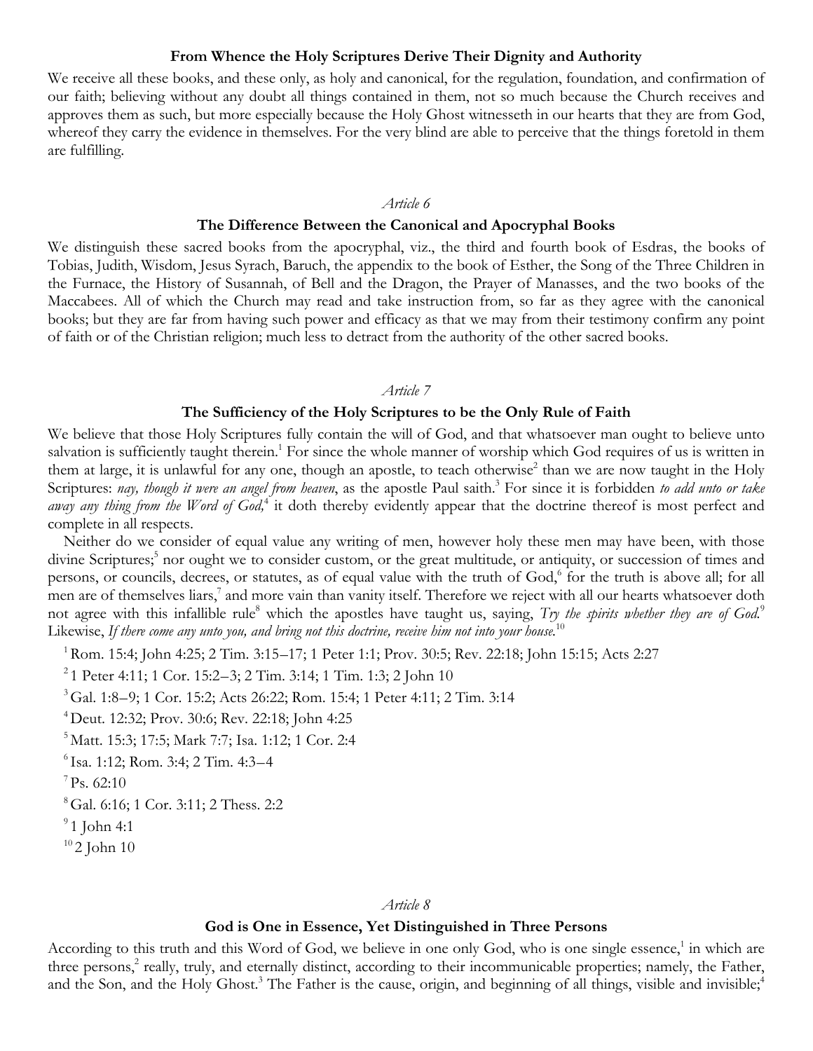### From Whence the Holy Scriptures Derive Their Dignity and Authority

We receive all these books, and these only, as holy and canonical, for the regulation, foundation, and confirmation of our faith; believing without any doubt all things contained in them, not so much because the Church receives and approves them as such, but more especially because the Holy Ghost witnesseth in our hearts that they are from God, whereof they carry the evidence in themselves. For the very blind are able to perceive that the things foretold in them are fulfilling.

*Article 6*

### The Difference Between the Canonical and Apocryphal Books

We distinguish these sacred books from the apocryphal, viz., the third and fourth book of Esdras, the books of Tobias, Judith, Wisdom, Jesus Syrach, Baruch, the appendix to the book of Esther, the Song of the Three Children in the Furnace, the History of Susannah, of Bell and the Dragon, the Prayer of Manasses, and the two books of the Maccabees. All of which the Church may read and take instruction from, so far as they agree with the canonical books; but they are far from having such power and efficacy as that we may from their testimony confirm any point of faith or of the Christian religion; much less to detract from the authority of the other sacred books.

*Article 7*

### The Sufficiency of the Holy Scriptures to be the Only Rule of Faith

We believe that those Holy Scriptures fully contain the will of God, and that whatsoever man ought to believe unto salvation is sufficiently taught therein.[1] For since the whole manner of worship which God requires of us is written in them at large, it is unlawful for any one, though an apostle, to teach otherwise[2] than we are now taught in the Holy Scriptures: *nay, though it were an angel from heaven*, as the apostle Paul saith.[3] For since it is forbidden *to add unto or take away any thing from the Word of God,*[4] it doth thereby evidently appear that the doctrine thereof is most perfect and complete in all respects.

Neither do we consider of equal value any writing of men, however holy these men may have been, with those divine Scriptures;[5] nor ought we to consider custom, or the great multitude, or antiquity, or succession of times and persons, or councils, decrees, or statutes, as of equal value with the truth of God,[6] for the truth is above all; for all men are of themselves liars,[7] and more vain than vanity itself. Therefore we reject with all our hearts whatsoever doth not agree with this infallible rule[8] which the apostles have taught us, saying, *Try the spirits whether they are of God.*[9] Likewise, *If there come any unto you, and bring not this doctrine, receive him not into your house.*[10]

[1] Rom. 15:4; John 4:25; 2 Tim. 3:15–17; 1 Peter 1:1; Prov. 30:5; Rev. 22:18; John 15:15; Acts 2:27

[2] 1 Peter 4:11; 1 Cor. 15:2–3; 2 Tim. 3:14; 1 Tim. 1:3; 2 John 10

[3] Gal. 1:8–9; 1 Cor. 15:2; Acts 26:22; Rom. 15:4; 1 Peter 4:11; 2 Tim. 3:14

[4] Deut. 12:32; Prov. 30:6; Rev. 22:18; John 4:25

[5] Matt. 15:3; 17:5; Mark 7:7; Isa. 1:12; 1 Cor. 2:4

[6] Isa. 1:12; Rom. 3:4; 2 Tim. 4:3–4

[7] Ps. 62:10

[8] Gal. 6:16; 1 Cor. 3:11; 2 Thess. 2:2

[9] 1 John 4:1

[10] 2 John 10

*Article 8*

### God is One in Essence, Yet Distinguished in Three Persons

According to this truth and this Word of God, we believe in one only God, who is one single essence,[1] in which are three persons,[2] really, truly, and eternally distinct, according to their incommunicable properties; namely, the Father, and the Son, and the Holy Ghost.[3] The Father is the cause, origin, and beginning of all things, visible and invisible;[4]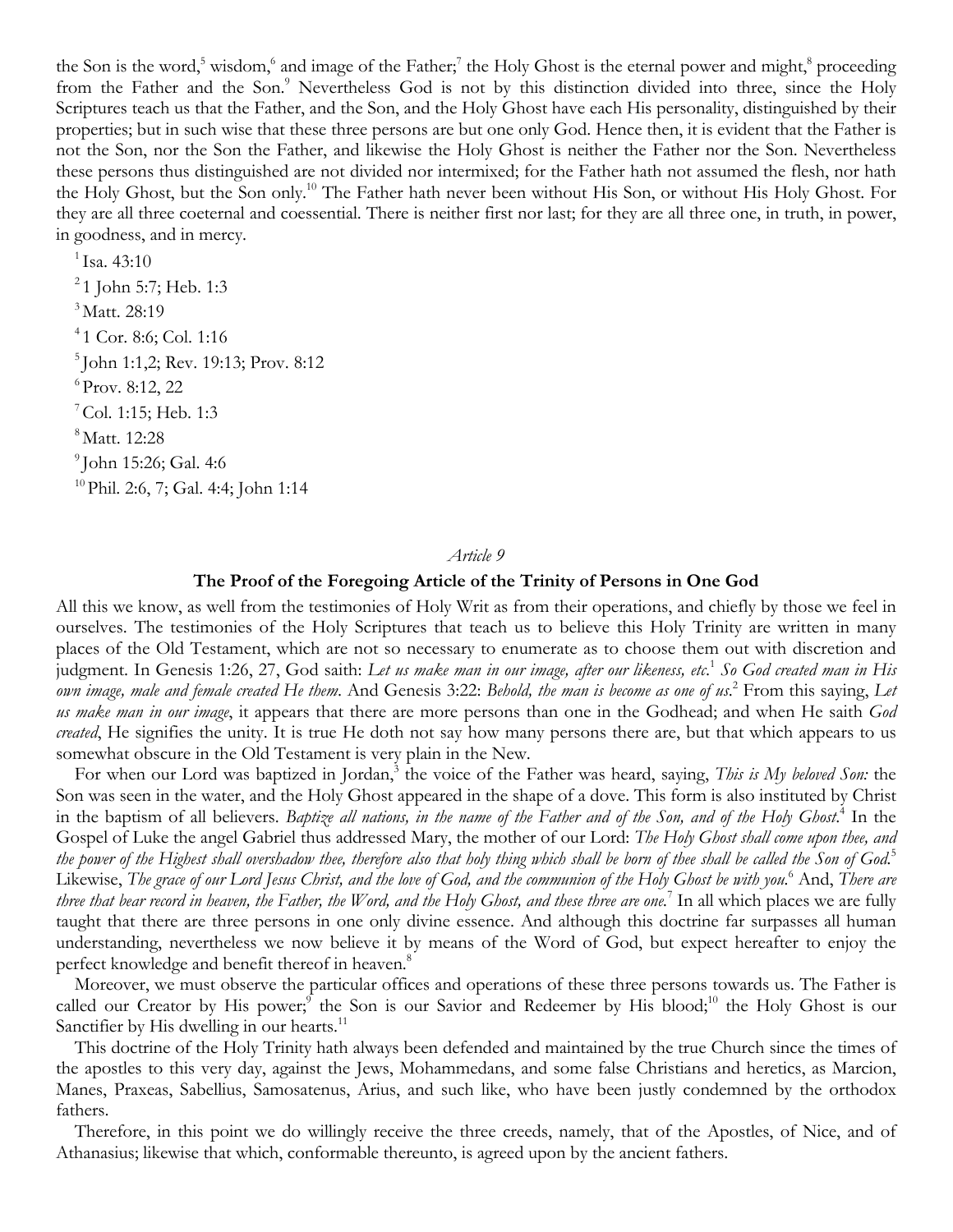the Son is the word,[5] wisdom,[6] and image of the Father;[7] the Holy Ghost is the eternal power and might,[8] proceeding from the Father and the Son.[9] Nevertheless God is not by this distinction divided into three, since the Holy Scriptures teach us that the Father, and the Son, and the Holy Ghost have each His personality, distinguished by their properties; but in such wise that these three persons are but one only God. Hence then, it is evident that the Father is not the Son, nor the Son the Father, and likewise the Holy Ghost is neither the Father nor the Son. Nevertheless these persons thus distinguished are not divided nor intermixed; for the Father hath not assumed the flesh, nor hath the Holy Ghost, but the Son only.[10] The Father hath never been without His Son, or without His Holy Ghost. For they are all three coeternal and coessential. There is neither first nor last; for they are all three one, in truth, in power, in goodness, and in mercy.

[1] Isa. 43:10
[2] 1 John 5:7; Heb. 1:3
[3] Matt. 28:19
[4] 1 Cor. 8:6; Col. 1:16
[5] John 1:1,2; Rev. 19:13; Prov. 8:12
[6] Prov. 8:12, 22
[7] Col. 1:15; Heb. 1:3
[8] Matt. 12:28
[9] John 15:26; Gal. 4:6
[10] Phil. 2:6, 7; Gal. 4:4; John 1:14

*Article 9*

## The Proof of the Foregoing Article of the Trinity of Persons in One God

All this we know, as well from the testimonies of Holy Writ as from their operations, and chiefly by those we feel in ourselves. The testimonies of the Holy Scriptures that teach us to believe this Holy Trinity are written in many places of the Old Testament, which are not so necessary to enumerate as to choose them out with discretion and judgment. In Genesis 1:26, 27, God saith: *Let us make man in our image, after our likeness, etc.*[1] *So God created man in His own image, male and female created He them*. And Genesis 3:22: *Behold, the man is become as one of us*.[2] From this saying, *Let us make man in our image*, it appears that there are more persons than one in the Godhead; and when He saith *God created*, He signifies the unity. It is true He doth not say how many persons there are, but that which appears to us somewhat obscure in the Old Testament is very plain in the New.

For when our Lord was baptized in Jordan,[3] the voice of the Father was heard, saying, *This is My beloved Son:* the Son was seen in the water, and the Holy Ghost appeared in the shape of a dove. This form is also instituted by Christ in the baptism of all believers. *Baptize all nations, in the name of the Father and of the Son, and of the Holy Ghost*.[4] In the Gospel of Luke the angel Gabriel thus addressed Mary, the mother of our Lord: *The Holy Ghost shall come upon thee, and the power of the Highest shall overshadow thee, therefore also that holy thing which shall be born of thee shall be called the Son of God*.[5] Likewise, *The grace of our Lord Jesus Christ, and the love of God, and the communion of the Holy Ghost be with you*.[6] And, *There are three that bear record in heaven, the Father, the Word, and the Holy Ghost, and these three are one*.[7] In all which places we are fully taught that there are three persons in one only divine essence. And although this doctrine far surpasses all human understanding, nevertheless we now believe it by means of the Word of God, but expect hereafter to enjoy the perfect knowledge and benefit thereof in heaven.[8]

Moreover, we must observe the particular offices and operations of these three persons towards us. The Father is called our Creator by His power;[9] the Son is our Savior and Redeemer by His blood;[10] the Holy Ghost is our Sanctifier by His dwelling in our hearts.[11]

This doctrine of the Holy Trinity hath always been defended and maintained by the true Church since the times of the apostles to this very day, against the Jews, Mohammedans, and some false Christians and heretics, as Marcion, Manes, Praxeas, Sabellius, Samosatenus, Arius, and such like, who have been justly condemned by the orthodox fathers.

Therefore, in this point we do willingly receive the three creeds, namely, that of the Apostles, of Nice, and of Athanasius; likewise that which, conformable thereunto, is agreed upon by the ancient fathers.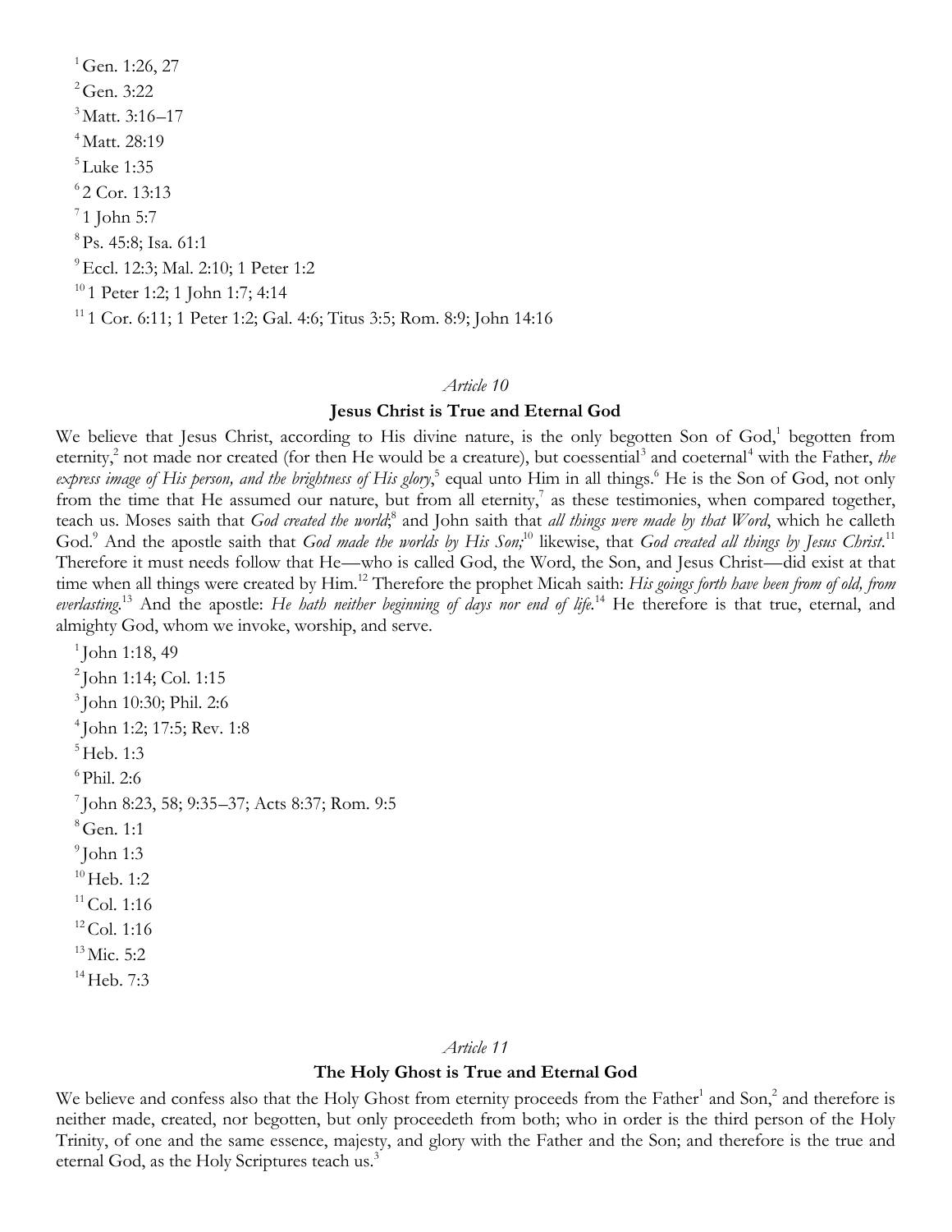[1] Gen. 1:26, 27
[2] Gen. 3:22
[3] Matt. 3:16–17
[4] Matt. 28:19
[5] Luke 1:35
[6] 2 Cor. 13:13
[7] 1 John 5:7
[8] Ps. 45:8; Isa. 61:1
[9] Eccl. 12:3; Mal. 2:10; 1 Peter 1:2
[10] 1 Peter 1:2; 1 John 1:7; 4:14
[11] 1 Cor. 6:11; 1 Peter 1:2; Gal. 4:6; Titus 3:5; Rom. 8:9; John 14:16

*Article 10*

## Jesus Christ is True and Eternal God

We believe that Jesus Christ, according to His divine nature, is the only begotten Son of God,[1] begotten from eternity,[2] not made nor created (for then He would be a creature), but coessential[3] and coeternal[4] with the Father, *the express image of His person, and the brightness of His glory*,[5] equal unto Him in all things.[6] He is the Son of God, not only from the time that He assumed our nature, but from all eternity,[7] as these testimonies, when compared together, teach us. Moses saith that *God created the world*;[8] and John saith that *all things were made by that Word*, which he calleth God.[9] And the apostle saith that *God made the worlds by His Son;*[10] likewise, that *God created all things by Jesus Christ*.[11] Therefore it must needs follow that He—who is called God, the Word, the Son, and Jesus Christ—did exist at that time when all things were created by Him.[12] Therefore the prophet Micah saith: *His goings forth have been from of old, from everlasting*.[13] And the apostle: *He hath neither beginning of days nor end of life*.[14] He therefore is that true, eternal, and almighty God, whom we invoke, worship, and serve.

[1] John 1:18, 49
[2] John 1:14; Col. 1:15
[3] John 10:30; Phil. 2:6
[4] John 1:2; 17:5; Rev. 1:8
[5] Heb. 1:3
[6] Phil. 2:6
[7] John 8:23, 58; 9:35–37; Acts 8:37; Rom. 9:5
[8] Gen. 1:1
[9] John 1:3
[10] Heb. 1:2
[11] Col. 1:16
[12] Col. 1:16
[13] Mic. 5:2
[14] Heb. 7:3

*Article 11*

## The Holy Ghost is True and Eternal God

We believe and confess also that the Holy Ghost from eternity proceeds from the Father[1] and Son,[2] and therefore is neither made, created, nor begotten, but only proceedeth from both; who in order is the third person of the Holy Trinity, of one and the same essence, majesty, and glory with the Father and the Son; and therefore is the true and eternal God, as the Holy Scriptures teach us.[3]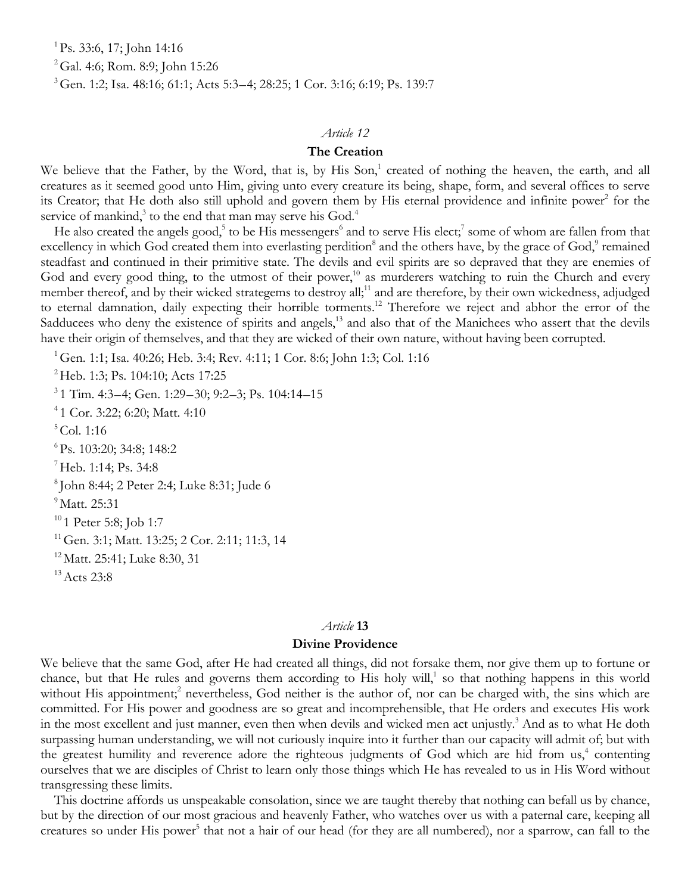[1] Ps. 33:6, 17; John 14:16

[2] Gal. 4:6; Rom. 8:9; John 15:26

[3] Gen. 1:2; Isa. 48:16; 61:1; Acts 5:3–4; 28:25; 1 Cor. 3:16; 6:19; Ps. 139:7

*Article 12*

**The Creation**

We believe that the Father, by the Word, that is, by His Son,[1] created of nothing the heaven, the earth, and all creatures as it seemed good unto Him, giving unto every creature its being, shape, form, and several offices to serve its Creator; that He doth also still uphold and govern them by His eternal providence and infinite power[2] for the service of mankind,[3] to the end that man may serve his God.[4]

He also created the angels good,[5] to be His messengers[6] and to serve His elect;[7] some of whom are fallen from that excellency in which God created them into everlasting perdition[8] and the others have, by the grace of God,[9] remained steadfast and continued in their primitive state. The devils and evil spirits are so depraved that they are enemies of God and every good thing, to the utmost of their power,[10] as murderers watching to ruin the Church and every member thereof, and by their wicked strategems to destroy all;[11] and are therefore, by their own wickedness, adjudged to eternal damnation, daily expecting their horrible torments.[12] Therefore we reject and abhor the error of the Sadducees who deny the existence of spirits and angels,[13] and also that of the Manichees who assert that the devils have their origin of themselves, and that they are wicked of their own nature, without having been corrupted.

[1] Gen. 1:1; Isa. 40:26; Heb. 3:4; Rev. 4:11; 1 Cor. 8:6; John 1:3; Col. 1:16

[2] Heb. 1:3; Ps. 104:10; Acts 17:25

[3] 1 Tim. 4:3–4; Gen. 1:29–30; 9:2–3; Ps. 104:14–15

[4] 1 Cor. 3:22; 6:20; Matt. 4:10

[5] Col. 1:16

[6] Ps. 103:20; 34:8; 148:2

[7] Heb. 1:14; Ps. 34:8

[8] John 8:44; 2 Peter 2:4; Luke 8:31; Jude 6

[9] Matt. 25:31

[10] 1 Peter 5:8; Job 1:7

[11] Gen. 3:1; Matt. 13:25; 2 Cor. 2:11; 11:3, 14

[12] Matt. 25:41; Luke 8:30, 31

[13] Acts 23:8

*Article* **13**

**Divine Providence**

We believe that the same God, after He had created all things, did not forsake them, nor give them up to fortune or chance, but that He rules and governs them according to His holy will,[1] so that nothing happens in this world without His appointment;[2] nevertheless, God neither is the author of, nor can be charged with, the sins which are committed. For His power and goodness are so great and incomprehensible, that He orders and executes His work in the most excellent and just manner, even then when devils and wicked men act unjustly.[3] And as to what He doth surpassing human understanding, we will not curiously inquire into it further than our capacity will admit of; but with the greatest humility and reverence adore the righteous judgments of God which are hid from us,[4] contenting ourselves that we are disciples of Christ to learn only those things which He has revealed to us in His Word without transgressing these limits.

This doctrine affords us unspeakable consolation, since we are taught thereby that nothing can befall us by chance, but by the direction of our most gracious and heavenly Father, who watches over us with a paternal care, keeping all creatures so under His power[5] that not a hair of our head (for they are all numbered), nor a sparrow, can fall to the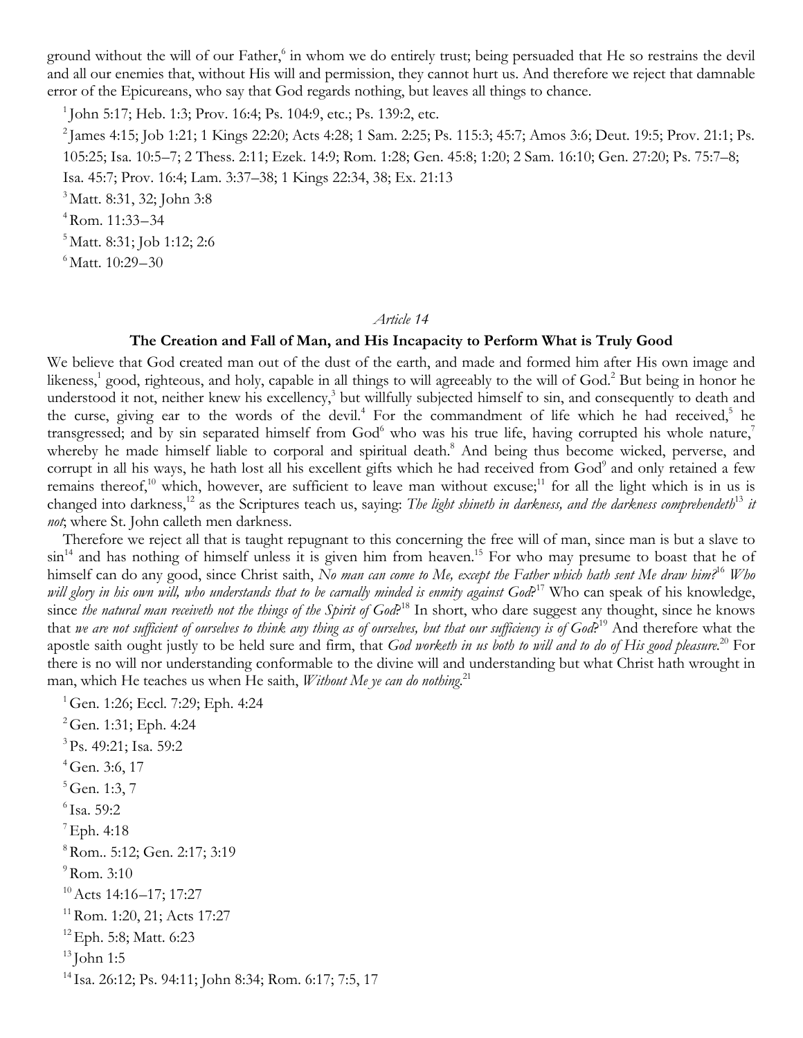ground without the will of our Father,[6] in whom we do entirely trust; being persuaded that He so restrains the devil and all our enemies that, without His will and permission, they cannot hurt us. And therefore we reject that damnable error of the Epicureans, who say that God regards nothing, but leaves all things to chance.

[1] John 5:17; Heb. 1:3; Prov. 16:4; Ps. 104:9, etc.; Ps. 139:2, etc.

[2] James 4:15; Job 1:21; 1 Kings 22:20; Acts 4:28; 1 Sam. 2:25; Ps. 115:3; 45:7; Amos 3:6; Deut. 19:5; Prov. 21:1; Ps. 105:25; Isa. 10:5–7; 2 Thess. 2:11; Ezek. 14:9; Rom. 1:28; Gen. 45:8; 1:20; 2 Sam. 16:10; Gen. 27:20; Ps. 75:7–8; Isa. 45:7; Prov. 16:4; Lam. 3:37–38; 1 Kings 22:34, 38; Ex. 21:13

[3] Matt. 8:31, 32; John 3:8

[4] Rom. 11:33–34

[5] Matt. 8:31; Job 1:12; 2:6

[6] Matt. 10:29–30

*Article 14*

## The Creation and Fall of Man, and His Incapacity to Perform What is Truly Good

We believe that God created man out of the dust of the earth, and made and formed him after His own image and likeness,[1] good, righteous, and holy, capable in all things to will agreeably to the will of God.[2] But being in honor he understood it not, neither knew his excellency,[3] but willfully subjected himself to sin, and consequently to death and the curse, giving ear to the words of the devil.[4] For the commandment of life which he had received,[5] he transgressed; and by sin separated himself from God[6] who was his true life, having corrupted his whole nature,[7] whereby he made himself liable to corporal and spiritual death.[8] And being thus become wicked, perverse, and corrupt in all his ways, he hath lost all his excellent gifts which he had received from God[9] and only retained a few remains thereof,[10] which, however, are sufficient to leave man without excuse;[11] for all the light which is in us is changed into darkness,[12] as the Scriptures teach us, saying: *The light shineth in darkness, and the darkness comprehendeth*[13] *it not*; where St. John calleth men darkness.

Therefore we reject all that is taught repugnant to this concerning the free will of man, since man is but a slave to sin[14] and has nothing of himself unless it is given him from heaven.[15] For who may presume to boast that he of himself can do any good, since Christ saith, *No man can come to Me, except the Father which hath sent Me draw him?*[16] *Who will glory in his own will, who understands that to be carnally minded is enmity against God*?[17] Who can speak of his knowledge, since *the natural man receiveth not the things of the Spirit of God*?[18] In short, who dare suggest any thought, since he knows that *we are not sufficient of ourselves to think any thing as of ourselves, but that our sufficiency is of God*?[19] And therefore what the apostle saith ought justly to be held sure and firm, that *God worketh in us both to will and to do of His good pleasure*.[20] For there is no will nor understanding conformable to the divine will and understanding but what Christ hath wrought in man, which He teaches us when He saith, *Without Me ye can do nothing*.[21]

[1] Gen. 1:26; Eccl. 7:29; Eph. 4:24

[2] Gen. 1:31; Eph. 4:24

[3] Ps. 49:21; Isa. 59:2

[4] Gen. 3:6, 17

[5] Gen. 1:3, 7

[6] Isa. 59:2

[7] Eph. 4:18

[8] Rom.. 5:12; Gen. 2:17; 3:19

[9] Rom. 3:10

[10] Acts 14:16–17; 17:27

[11] Rom. 1:20, 21; Acts 17:27

[12] Eph. 5:8; Matt. 6:23

[13] John 1:5

[14] Isa. 26:12; Ps. 94:11; John 8:34; Rom. 6:17; 7:5, 17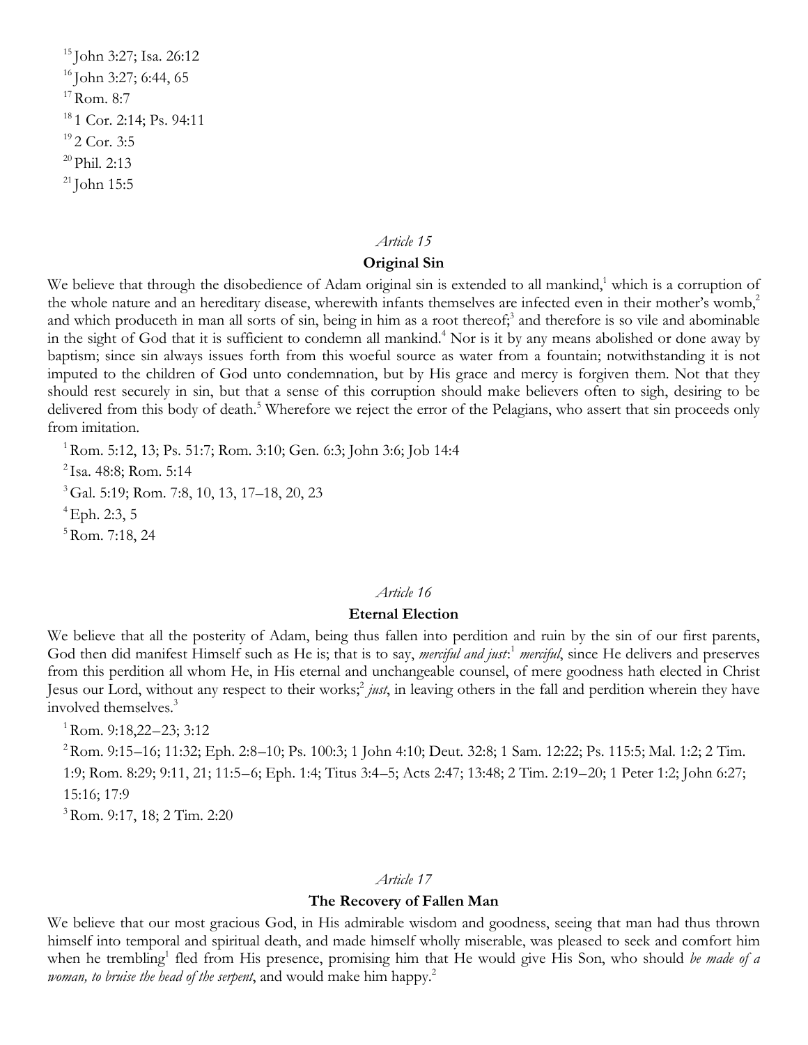[15] John 3:27; Isa. 26:12
[16] John 3:27; 6:44, 65
[17] Rom. 8:7
[18] 1 Cor. 2:14; Ps. 94:11
[19] 2 Cor. 3:5
[20] Phil. 2:13
[21] John 15:5

*Article 15*

**Original Sin**

We believe that through the disobedience of Adam original sin is extended to all mankind,[1] which is a corruption of the whole nature and an hereditary disease, wherewith infants themselves are infected even in their mother's womb,[2] and which produceth in man all sorts of sin, being in him as a root thereof;[3] and therefore is so vile and abominable in the sight of God that it is sufficient to condemn all mankind.[4] Nor is it by any means abolished or done away by baptism; since sin always issues forth from this woeful source as water from a fountain; notwithstanding it is not imputed to the children of God unto condemnation, but by His grace and mercy is forgiven them. Not that they should rest securely in sin, but that a sense of this corruption should make believers often to sigh, desiring to be delivered from this body of death.[5] Wherefore we reject the error of the Pelagians, who assert that sin proceeds only from imitation.

[1] Rom. 5:12, 13; Ps. 51:7; Rom. 3:10; Gen. 6:3; John 3:6; Job 14:4
[2] Isa. 48:8; Rom. 5:14
[3] Gal. 5:19; Rom. 7:8, 10, 13, 17–18, 20, 23
[4] Eph. 2:3, 5
[5] Rom. 7:18, 24

*Article 16*

**Eternal Election**

We believe that all the posterity of Adam, being thus fallen into perdition and ruin by the sin of our first parents, God then did manifest Himself such as He is; that is to say, *merciful and just*:[1] *merciful*, since He delivers and preserves from this perdition all whom He, in His eternal and unchangeable counsel, of mere goodness hath elected in Christ Jesus our Lord, without any respect to their works;[2] *just*, in leaving others in the fall and perdition wherein they have involved themselves.[3]

[1] Rom. 9:18,22–23; 3:12
[2] Rom. 9:15–16; 11:32; Eph. 2:8–10; Ps. 100:3; 1 John 4:10; Deut. 32:8; 1 Sam. 12:22; Ps. 115:5; Mal. 1:2; 2 Tim. 1:9; Rom. 8:29; 9:11, 21; 11:5–6; Eph. 1:4; Titus 3:4–5; Acts 2:47; 13:48; 2 Tim. 2:19–20; 1 Peter 1:2; John 6:27; 15:16; 17:9
[3] Rom. 9:17, 18; 2 Tim. 2:20

*Article 17*

**The Recovery of Fallen Man**

We believe that our most gracious God, in His admirable wisdom and goodness, seeing that man had thus thrown himself into temporal and spiritual death, and made himself wholly miserable, was pleased to seek and comfort him when he trembling[1] fled from His presence, promising him that He would give His Son, who should *be made of a woman, to bruise the head of the serpent*, and would make him happy.[2]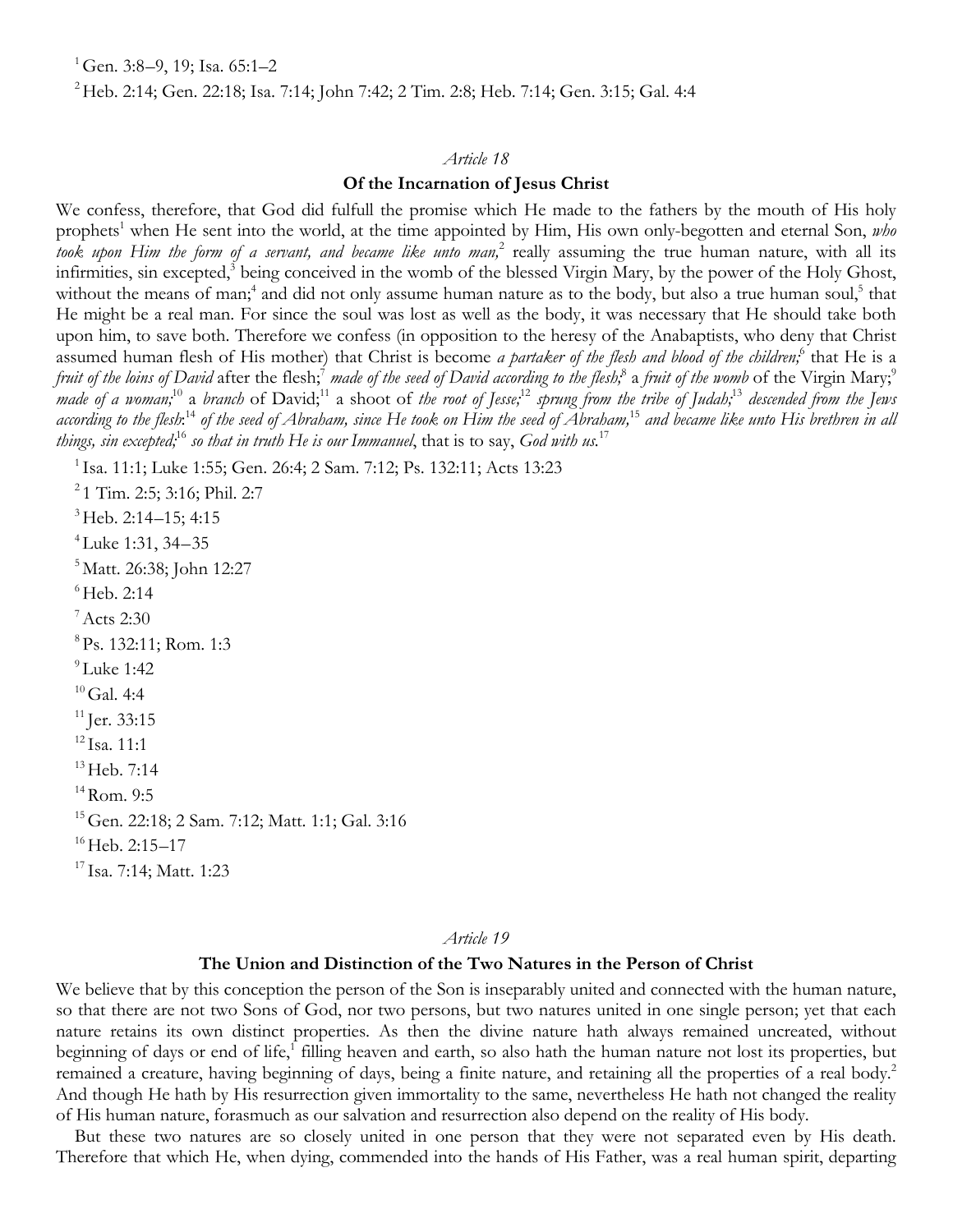[1] Gen. 3:8–9, 19; Isa. 65:1–2

[2] Heb. 2:14; Gen. 22:18; Isa. 7:14; John 7:42; 2 Tim. 2:8; Heb. 7:14; Gen. 3:15; Gal. 4:4

*Article 18*

### Of the Incarnation of Jesus Christ

We confess, therefore, that God did fulfull the promise which He made to the fathers by the mouth of His holy prophets[1] when He sent into the world, at the time appointed by Him, His own only-begotten and eternal Son, *who took upon Him the form of a servant, and became like unto man,*[2] really assuming the true human nature, with all its infirmities, sin excepted,[3] being conceived in the womb of the blessed Virgin Mary, by the power of the Holy Ghost, without the means of man;[4] and did not only assume human nature as to the body, but also a true human soul,[5] that He might be a real man. For since the soul was lost as well as the body, it was necessary that He should take both upon him, to save both. Therefore we confess (in opposition to the heresy of the Anabaptists, who deny that Christ assumed human flesh of His mother) that Christ is become *a partaker of the flesh and blood of the children;*[6] that He is a *fruit of the loins of David* after the flesh;[7] *made of the seed of David according to the flesh;*[8] a *fruit of the womb* of the Virgin Mary;[9] *made of a woman;*[10] a *branch* of David;[11] a shoot of *the root of Jesse;*[12] *sprung from the tribe of Judah;*[13] *descended from the Jews according to the flesh:*[14] *of the seed of Abraham, since He took on Him the seed of Abraham,*[15] *and became like unto His brethren in all things, sin excepted;*[16] *so that in truth He is our Immanuel*, that is to say, *God with us.*[17]

[1] Isa. 11:1; Luke 1:55; Gen. 26:4; 2 Sam. 7:12; Ps. 132:11; Acts 13:23

[2] 1 Tim. 2:5; 3:16; Phil. 2:7

[3] Heb. 2:14–15; 4:15

[4] Luke 1:31, 34–35

[5] Matt. 26:38; John 12:27

[6] Heb. 2:14

[7] Acts 2:30

[8] Ps. 132:11; Rom. 1:3

[9] Luke 1:42

[10] Gal. 4:4

[11] Jer. 33:15

[12] Isa. 11:1

[13] Heb. 7:14

[14] Rom. 9:5

[15] Gen. 22:18; 2 Sam. 7:12; Matt. 1:1; Gal. 3:16

[16] Heb. 2:15–17

[17] Isa. 7:14; Matt. 1:23

*Article 19*

### The Union and Distinction of the Two Natures in the Person of Christ

We believe that by this conception the person of the Son is inseparably united and connected with the human nature, so that there are not two Sons of God, nor two persons, but two natures united in one single person; yet that each nature retains its own distinct properties. As then the divine nature hath always remained uncreated, without beginning of days or end of life,[1] filling heaven and earth, so also hath the human nature not lost its properties, but remained a creature, having beginning of days, being a finite nature, and retaining all the properties of a real body.[2] And though He hath by His resurrection given immortality to the same, nevertheless He hath not changed the reality of His human nature, forasmuch as our salvation and resurrection also depend on the reality of His body.

But these two natures are so closely united in one person that they were not separated even by His death. Therefore that which He, when dying, commended into the hands of His Father, was a real human spirit, departing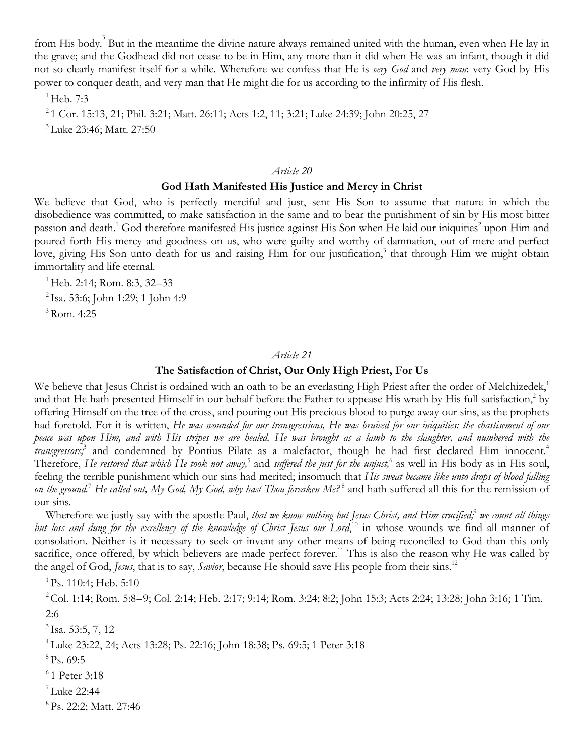from His body.[3] But in the meantime the divine nature always remained united with the human, even when He lay in the grave; and the Godhead did not cease to be in Him, any more than it did when He was an infant, though it did not so clearly manifest itself for a while. Wherefore we confess that He is *very God* and *very man*: very God by His power to conquer death, and very man that He might die for us according to the infirmity of His flesh.

[1] Heb. 7:3

[2] 1 Cor. 15:13, 21; Phil. 3:21; Matt. 26:11; Acts 1:2, 11; 3:21; Luke 24:39; John 20:25, 27

[3] Luke 23:46; Matt. 27:50

*Article 20*

### God Hath Manifested His Justice and Mercy in Christ

We believe that God, who is perfectly merciful and just, sent His Son to assume that nature in which the disobedience was committed, to make satisfaction in the same and to bear the punishment of sin by His most bitter passion and death.[1] God therefore manifested His justice against His Son when He laid our iniquities[2] upon Him and poured forth His mercy and goodness on us, who were guilty and worthy of damnation, out of mere and perfect love, giving His Son unto death for us and raising Him for our justification,[3] that through Him we might obtain immortality and life eternal.

[1] Heb. 2:14; Rom. 8:3, 32–33

[2] Isa. 53:6; John 1:29; 1 John 4:9

[3] Rom. 4:25

*Article 21*

### The Satisfaction of Christ, Our Only High Priest, For Us

We believe that Jesus Christ is ordained with an oath to be an everlasting High Priest after the order of Melchizedek,[1] and that He hath presented Himself in our behalf before the Father to appease His wrath by His full satisfaction,[2] by offering Himself on the tree of the cross, and pouring out His precious blood to purge away our sins, as the prophets had foretold. For it is written, *He was wounded for our transgressions, He was bruised for our iniquities: the chastisement of our peace was upon Him, and with His stripes we are healed. He was brought as a lamb to the slaughter, and numbered with the transgressors;*[3] and condemned by Pontius Pilate as a malefactor, though he had first declared Him innocent.[4] Therefore, *He restored that which He took not away,*[5] and *suffered the just for the unjust,*[6] as well in His body as in His soul, feeling the terrible punishment which our sins had merited; insomuch that *His sweat became like unto drops of blood falling on the ground.*[7] *He called out, My God, My God, why hast Thou forsaken Me?*[8] and hath suffered all this for the remission of our sins.

Wherefore we justly say with the apostle Paul, *that we know nothing but Jesus Christ, and Him crucified;*[9] *we count all things but loss and dung for the excellency of the knowledge of Christ Jesus our Lord*,[10] in whose wounds we find all manner of consolation. Neither is it necessary to seek or invent any other means of being reconciled to God than this only sacrifice, once offered, by which believers are made perfect forever.[11] This is also the reason why He was called by the angel of God, *Jesus*, that is to say, *Savior*, because He should save His people from their sins.[12]

[1] Ps. 110:4; Heb. 5:10

[2] Col. 1:14; Rom. 5:8–9; Col. 2:14; Heb. 2:17; 9:14; Rom. 3:24; 8:2; John 15:3; Acts 2:24; 13:28; John 3:16; 1 Tim. 2:6

[3] Isa. 53:5, 7, 12

[4] Luke 23:22, 24; Acts 13:28; Ps. 22:16; John 18:38; Ps. 69:5; 1 Peter 3:18

[5] Ps. 69:5

[6] 1 Peter 3:18

[7] Luke 22:44

[8] Ps. 22:2; Matt. 27:46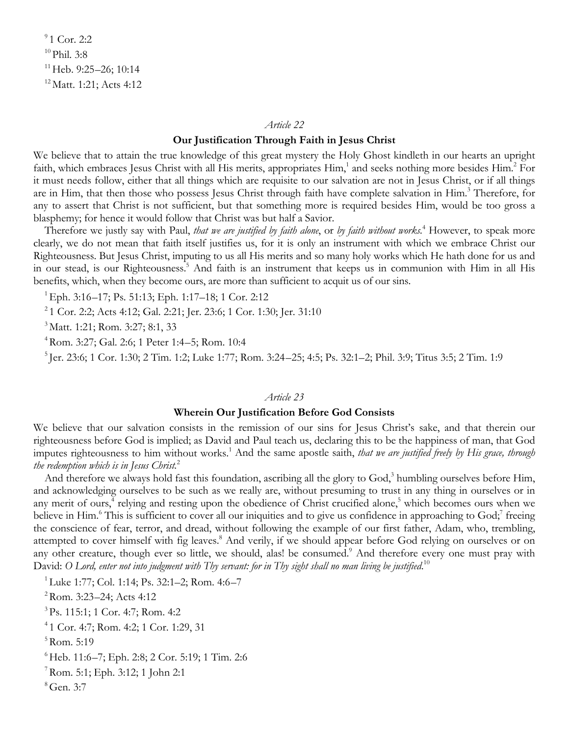[9] 1 Cor. 2:2
[10] Phil. 3:8
[11] Heb. 9:25–26; 10:14
[12] Matt. 1:21; Acts 4:12

*Article 22*

**Our Justification Through Faith in Jesus Christ**

We believe that to attain the true knowledge of this great mystery the Holy Ghost kindleth in our hearts an upright faith, which embraces Jesus Christ with all His merits, appropriates Him,[1] and seeks nothing more besides Him.[2] For it must needs follow, either that all things which are requisite to our salvation are not in Jesus Christ, or if all things are in Him, that then those who possess Jesus Christ through faith have complete salvation in Him.[3] Therefore, for any to assert that Christ is not sufficient, but that something more is required besides Him, would be too gross a blasphemy; for hence it would follow that Christ was but half a Savior.

Therefore we justly say with Paul, *that we are justified by faith alone*, or *by faith without works*.[4] However, to speak more clearly, we do not mean that faith itself justifies us, for it is only an instrument with which we embrace Christ our Righteousness. But Jesus Christ, imputing to us all His merits and so many holy works which He hath done for us and in our stead, is our Righteousness.[5] And faith is an instrument that keeps us in communion with Him in all His benefits, which, when they become ours, are more than sufficient to acquit us of our sins.

[1] Eph. 3:16–17; Ps. 51:13; Eph. 1:17–18; 1 Cor. 2:12
[2] 1 Cor. 2:2; Acts 4:12; Gal. 2:21; Jer. 23:6; 1 Cor. 1:30; Jer. 31:10
[3] Matt. 1:21; Rom. 3:27; 8:1, 33
[4] Rom. 3:27; Gal. 2:6; 1 Peter 1:4–5; Rom. 10:4
[5] Jer. 23:6; 1 Cor. 1:30; 2 Tim. 1:2; Luke 1:77; Rom. 3:24–25; 4:5; Ps. 32:1–2; Phil. 3:9; Titus 3:5; 2 Tim. 1:9

*Article 23*

**Wherein Our Justification Before God Consists**

We believe that our salvation consists in the remission of our sins for Jesus Christ's sake, and that therein our righteousness before God is implied; as David and Paul teach us, declaring this to be the happiness of man, that God imputes righteousness to him without works.[1] And the same apostle saith, *that we are justified freely by His grace, through the redemption which is in Jesus Christ*.[2]

And therefore we always hold fast this foundation, ascribing all the glory to God,[3] humbling ourselves before Him, and acknowledging ourselves to be such as we really are, without presuming to trust in any thing in ourselves or in any merit of ours,[4] relying and resting upon the obedience of Christ crucified alone,[5] which becomes ours when we believe in Him.[6] This is sufficient to cover all our iniquities and to give us confidence in approaching to God;[7] freeing the conscience of fear, terror, and dread, without following the example of our first father, Adam, who, trembling, attempted to cover himself with fig leaves.[8] And verily, if we should appear before God relying on ourselves or on any other creature, though ever so little, we should, alas! be consumed.[9] And therefore every one must pray with David: *O Lord, enter not into judgment with Thy servant: for in Thy sight shall no man living be justified*.[10]

[1] Luke 1:77; Col. 1:14; Ps. 32:1–2; Rom. 4:6–7
[2] Rom. 3:23–24; Acts 4:12
[3] Ps. 115:1; 1 Cor. 4:7; Rom. 4:2
[4] 1 Cor. 4:7; Rom. 4:2; 1 Cor. 1:29, 31
[5] Rom. 5:19
[6] Heb. 11:6–7; Eph. 2:8; 2 Cor. 5:19; 1 Tim. 2:6
[7] Rom. 5:1; Eph. 3:12; 1 John 2:1
[8] Gen. 3:7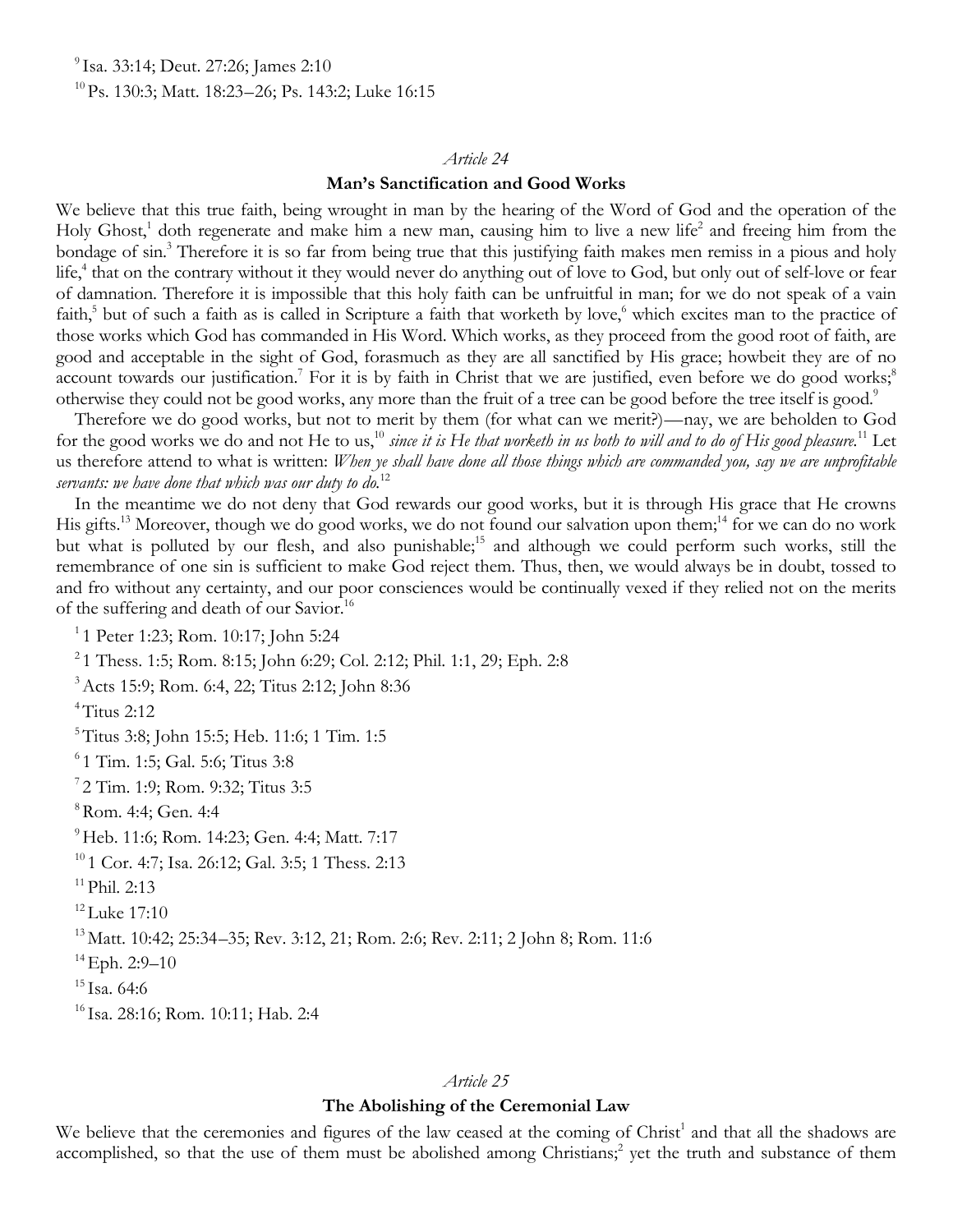[9] Isa. 33:14; Deut. 27:26; James 2:10

[10] Ps. 130:3; Matt. 18:23–26; Ps. 143:2; Luke 16:15

*Article 24*

### Man's Sanctification and Good Works

We believe that this true faith, being wrought in man by the hearing of the Word of God and the operation of the Holy Ghost,[1] doth regenerate and make him a new man, causing him to live a new life[2] and freeing him from the bondage of sin.[3] Therefore it is so far from being true that this justifying faith makes men remiss in a pious and holy life,[4] that on the contrary without it they would never do anything out of love to God, but only out of self-love or fear of damnation. Therefore it is impossible that this holy faith can be unfruitful in man; for we do not speak of a vain faith,[5] but of such a faith as is called in Scripture a faith that worketh by love,[6] which excites man to the practice of those works which God has commanded in His Word. Which works, as they proceed from the good root of faith, are good and acceptable in the sight of God, forasmuch as they are all sanctified by His grace; howbeit they are of no account towards our justification.[7] For it is by faith in Christ that we are justified, even before we do good works;[8] otherwise they could not be good works, any more than the fruit of a tree can be good before the tree itself is good.[9]

Therefore we do good works, but not to merit by them (for what can we merit?)—nay, we are beholden to God for the good works we do and not He to us,[10] *since it is He that worketh in us both to will and to do of His good pleasure.*[11] Let us therefore attend to what is written: *When ye shall have done all those things which are commanded you, say we are unprofitable servants: we have done that which was our duty to do.*[12]

In the meantime we do not deny that God rewards our good works, but it is through His grace that He crowns His gifts.[13] Moreover, though we do good works, we do not found our salvation upon them;[14] for we can do no work but what is polluted by our flesh, and also punishable;[15] and although we could perform such works, still the remembrance of one sin is sufficient to make God reject them. Thus, then, we would always be in doubt, tossed to and fro without any certainty, and our poor consciences would be continually vexed if they relied not on the merits of the suffering and death of our Savior.[16]

[1] 1 Peter 1:23; Rom. 10:17; John 5:24

[2] 1 Thess. 1:5; Rom. 8:15; John 6:29; Col. 2:12; Phil. 1:1, 29; Eph. 2:8

[3] Acts 15:9; Rom. 6:4, 22; Titus 2:12; John 8:36

[4] Titus 2:12

[5] Titus 3:8; John 15:5; Heb. 11:6; 1 Tim. 1:5

[6] 1 Tim. 1:5; Gal. 5:6; Titus 3:8

[7] 2 Tim. 1:9; Rom. 9:32; Titus 3:5

[8] Rom. 4:4; Gen. 4:4

[9] Heb. 11:6; Rom. 14:23; Gen. 4:4; Matt. 7:17

[10] 1 Cor. 4:7; Isa. 26:12; Gal. 3:5; 1 Thess. 2:13

[11] Phil. 2:13

[12] Luke 17:10

[13] Matt. 10:42; 25:34–35; Rev. 3:12, 21; Rom. 2:6; Rev. 2:11; 2 John 8; Rom. 11:6

[14] Eph. 2:9–10

[15] Isa. 64:6

[16] Isa. 28:16; Rom. 10:11; Hab. 2:4

*Article 25*

### The Abolishing of the Ceremonial Law

We believe that the ceremonies and figures of the law ceased at the coming of Christ[1] and that all the shadows are accomplished, so that the use of them must be abolished among Christians;[2] yet the truth and substance of them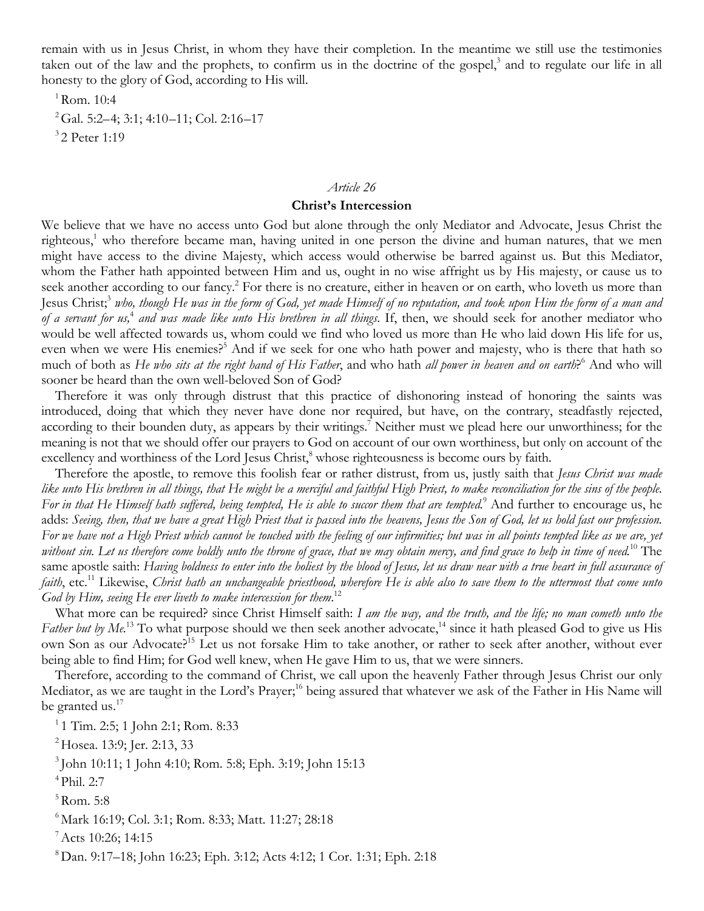remain with us in Jesus Christ, in whom they have their completion. In the meantime we still use the testimonies taken out of the law and the prophets, to confirm us in the doctrine of the gospel,[3] and to regulate our life in all honesty to the glory of God, according to His will.

[1] Rom. 10:4

[2] Gal. 5:2–4; 3:1; 4:10–11; Col. 2:16–17

[3] 2 Peter 1:19

*Article 26*

**Christ's Intercession**

We believe that we have no access unto God but alone through the only Mediator and Advocate, Jesus Christ the righteous,[1] who therefore became man, having united in one person the divine and human natures, that we men might have access to the divine Majesty, which access would otherwise be barred against us. But this Mediator, whom the Father hath appointed between Him and us, ought in no wise affright us by His majesty, or cause us to seek another according to our fancy.[2] For there is no creature, either in heaven or on earth, who loveth us more than Jesus Christ;[3] *who, though He was in the form of God, yet made Himself of no reputation, and took upon Him the form of a man and of a servant for us,*[4] *and was made like unto His brethren in all things*. If, then, we should seek for another mediator who would be well affected towards us, whom could we find who loved us more than He who laid down His life for us, even when we were His enemies?[5] And if we seek for one who hath power and majesty, who is there that hath so much of both as *He who sits at the right hand of His Father*, and who hath *all power in heaven and on earth*?[6] And who will sooner be heard than the own well-beloved Son of God?

Therefore it was only through distrust that this practice of dishonoring instead of honoring the saints was introduced, doing that which they never have done nor required, but have, on the contrary, steadfastly rejected, according to their bounden duty, as appears by their writings.[7] Neither must we plead here our unworthiness; for the meaning is not that we should offer our prayers to God on account of our own worthiness, but only on account of the excellency and worthiness of the Lord Jesus Christ,[8] whose righteousness is become ours by faith.

Therefore the apostle, to remove this foolish fear or rather distrust, from us, justly saith that *Jesus Christ was made like unto His brethren in all things, that He might be a merciful and faithful High Priest, to make reconciliation for the sins of the people. For in that He Himself hath suffered, being tempted, He is able to succor them that are tempted.*[9] And further to encourage us, he adds: *Seeing, then, that we have a great High Priest that is passed into the heavens, Jesus the Son of God, let us hold fast our profession. For we have not a High Priest which cannot be touched with the feeling of our infirmities; but was in all points tempted like as we are, yet without sin. Let us therefore come boldly unto the throne of grace, that we may obtain mercy, and find grace to help in time of need.*[10] The same apostle saith: *Having boldness to enter into the holiest by the blood of Jesus, let us draw near with a true heart in full assurance of faith*, etc.[11] Likewise, *Christ hath an unchangeable priesthood, wherefore He is able also to save them to the uttermost that come unto God by Him, seeing He ever liveth to make intercession for them.*[12]

What more can be required? since Christ Himself saith: *I am the way, and the truth, and the life; no man cometh unto the Father but by Me.*[13] To what purpose should we then seek another advocate,[14] since it hath pleased God to give us His own Son as our Advocate?[15] Let us not forsake Him to take another, or rather to seek after another, without ever being able to find Him; for God well knew, when He gave Him to us, that we were sinners.

Therefore, according to the command of Christ, we call upon the heavenly Father through Jesus Christ our only Mediator, as we are taught in the Lord's Prayer;[16] being assured that whatever we ask of the Father in His Name will be granted us.[17]

[1] 1 Tim. 2:5; 1 John 2:1; Rom. 8:33

[2] Hosea. 13:9; Jer. 2:13, 33

[3] John 10:11; 1 John 4:10; Rom. 5:8; Eph. 3:19; John 15:13

[4] Phil. 2:7

[5] Rom. 5:8

[6] Mark 16:19; Col. 3:1; Rom. 8:33; Matt. 11:27; 28:18

[7] Acts 10:26; 14:15

[8] Dan. 9:17–18; John 16:23; Eph. 3:12; Acts 4:12; 1 Cor. 1:31; Eph. 2:18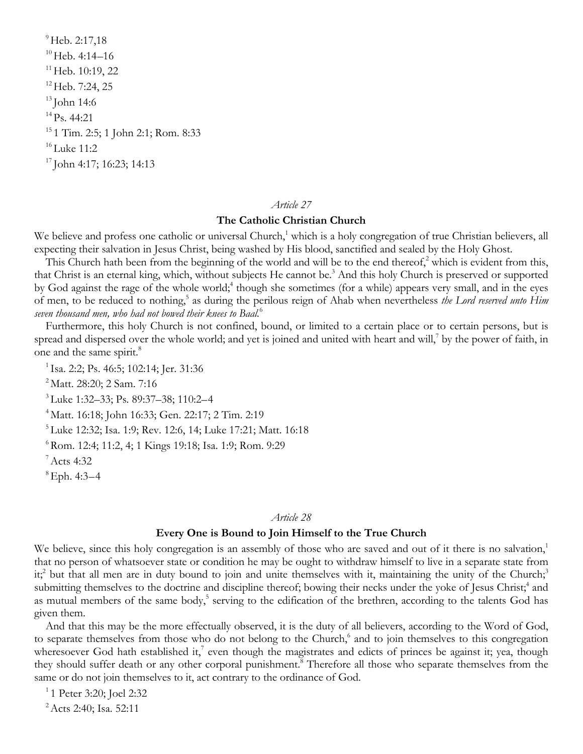[9] Heb. 2:17,18

[10] Heb. 4:14–16

[11] Heb. 10:19, 22

[12] Heb. 7:24, 25

[13] John 14:6

[14] Ps. 44:21

[15] 1 Tim. 2:5; 1 John 2:1; Rom. 8:33

[16] Luke 11:2

[17] John 4:17; 16:23; 14:13

*Article 27*

### The Catholic Christian Church

We believe and profess one catholic or universal Church,[1] which is a holy congregation of true Christian believers, all expecting their salvation in Jesus Christ, being washed by His blood, sanctified and sealed by the Holy Ghost.

This Church hath been from the beginning of the world and will be to the end thereof,[2] which is evident from this, that Christ is an eternal king, which, without subjects He cannot be.[3] And this holy Church is preserved or supported by God against the rage of the whole world;[4] though she sometimes (for a while) appears very small, and in the eyes of men, to be reduced to nothing,[5] as during the perilous reign of Ahab when nevertheless *the Lord reserved unto Him seven thousand men, who had not bowed their knees to Baal*.[6]

Furthermore, this holy Church is not confined, bound, or limited to a certain place or to certain persons, but is spread and dispersed over the whole world; and yet is joined and united with heart and will,[7] by the power of faith, in one and the same spirit.[8]

[1] Isa. 2:2; Ps. 46:5; 102:14; Jer. 31:36

[2] Matt. 28:20; 2 Sam. 7:16

[3] Luke 1:32–33; Ps. 89:37–38; 110:2–4

[4] Matt. 16:18; John 16:33; Gen. 22:17; 2 Tim. 2:19

[5] Luke 12:32; Isa. 1:9; Rev. 12:6, 14; Luke 17:21; Matt. 16:18

[6] Rom. 12:4; 11:2, 4; 1 Kings 19:18; Isa. 1:9; Rom. 9:29

[7] Acts 4:32

[8] Eph. 4:3–4

*Article 28*

### Every One is Bound to Join Himself to the True Church

We believe, since this holy congregation is an assembly of those who are saved and out of it there is no salvation,[1] that no person of whatsoever state or condition he may be ought to withdraw himself to live in a separate state from it;[2] but that all men are in duty bound to join and unite themselves with it, maintaining the unity of the Church;[3] submitting themselves to the doctrine and discipline thereof; bowing their necks under the yoke of Jesus Christ;[4] and as mutual members of the same body,[5] serving to the edification of the brethren, according to the talents God has given them.

And that this may be the more effectually observed, it is the duty of all believers, according to the Word of God, to separate themselves from those who do not belong to the Church,[6] and to join themselves to this congregation wheresoever God hath established it,[7] even though the magistrates and edicts of princes be against it; yea, though they should suffer death or any other corporal punishment.[8] Therefore all those who separate themselves from the same or do not join themselves to it, act contrary to the ordinance of God.

[1] 1 Peter 3:20; Joel 2:32

[2] Acts 2:40; Isa. 52:11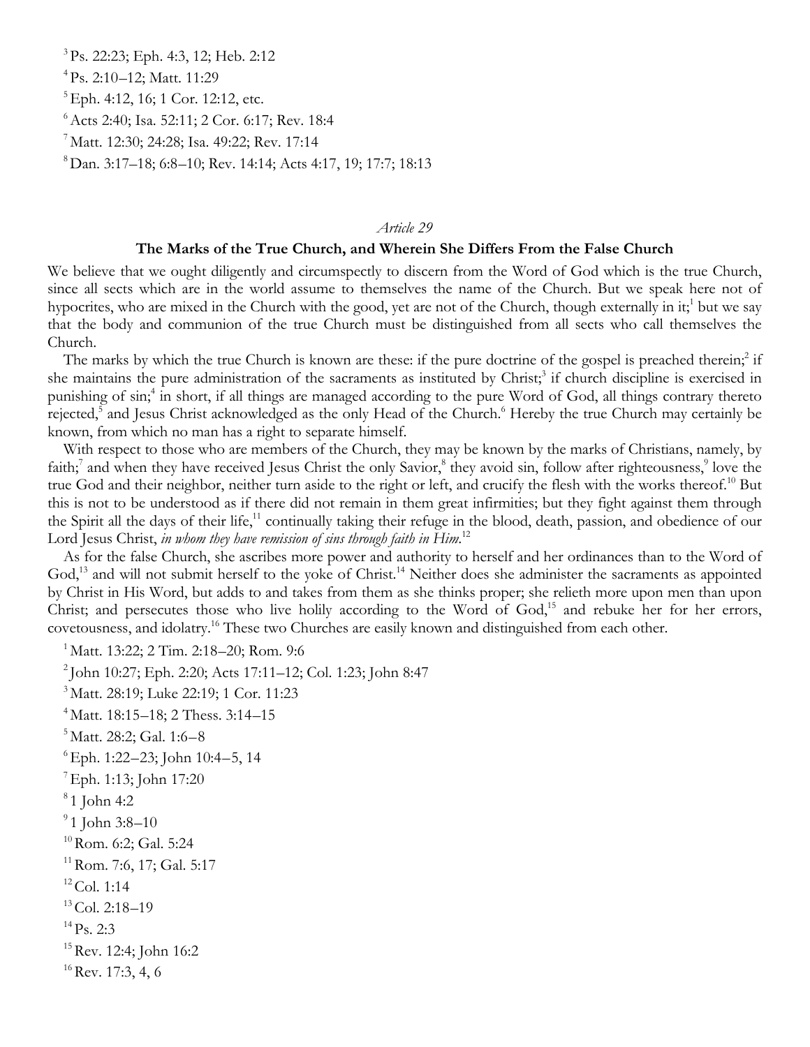[3] Ps. 22:23; Eph. 4:3, 12; Heb. 2:12

[4] Ps. 2:10–12; Matt. 11:29

[5] Eph. 4:12, 16; 1 Cor. 12:12, etc.

[6] Acts 2:40; Isa. 52:11; 2 Cor. 6:17; Rev. 18:4

[7] Matt. 12:30; 24:28; Isa. 49:22; Rev. 17:14

[8] Dan. 3:17–18; 6:8–10; Rev. 14:14; Acts 4:17, 19; 17:7; 18:13

*Article 29*

### The Marks of the True Church, and Wherein She Differs From the False Church

We believe that we ought diligently and circumspectly to discern from the Word of God which is the true Church, since all sects which are in the world assume to themselves the name of the Church. But we speak here not of hypocrites, who are mixed in the Church with the good, yet are not of the Church, though externally in it;[1] but we say that the body and communion of the true Church must be distinguished from all sects who call themselves the Church.

The marks by which the true Church is known are these: if the pure doctrine of the gospel is preached therein;[2] if she maintains the pure administration of the sacraments as instituted by Christ;[3] if church discipline is exercised in punishing of sin;[4] in short, if all things are managed according to the pure Word of God, all things contrary thereto rejected,[5] and Jesus Christ acknowledged as the only Head of the Church.[6] Hereby the true Church may certainly be known, from which no man has a right to separate himself.

With respect to those who are members of the Church, they may be known by the marks of Christians, namely, by faith;[7] and when they have received Jesus Christ the only Savior,[8] they avoid sin, follow after righteousness,[9] love the true God and their neighbor, neither turn aside to the right or left, and crucify the flesh with the works thereof.[10] But this is not to be understood as if there did not remain in them great infirmities; but they fight against them through the Spirit all the days of their life,[11] continually taking their refuge in the blood, death, passion, and obedience of our Lord Jesus Christ, *in whom they have remission of sins through faith in Him*.[12]

As for the false Church, she ascribes more power and authority to herself and her ordinances than to the Word of God,[13] and will not submit herself to the yoke of Christ.[14] Neither does she administer the sacraments as appointed by Christ in His Word, but adds to and takes from them as she thinks proper; she relieth more upon men than upon Christ; and persecutes those who live holily according to the Word of God,[15] and rebuke her for her errors, covetousness, and idolatry.[16] These two Churches are easily known and distinguished from each other.

[1] Matt. 13:22; 2 Tim. 2:18–20; Rom. 9:6

[2] John 10:27; Eph. 2:20; Acts 17:11–12; Col. 1:23; John 8:47

[3] Matt. 28:19; Luke 22:19; 1 Cor. 11:23

[4] Matt. 18:15–18; 2 Thess. 3:14–15

[5] Matt. 28:2; Gal. 1:6–8

[6] Eph. 1:22–23; John 10:4–5, 14

[7] Eph. 1:13; John 17:20

[8] 1 John 4:2

[9] 1 John 3:8–10

[10] Rom. 6:2; Gal. 5:24

[11] Rom. 7:6, 17; Gal. 5:17

[12] Col. 1:14

[13] Col. 2:18–19

[14] Ps. 2:3

[15] Rev. 12:4; John 16:2

[16] Rev. 17:3, 4, 6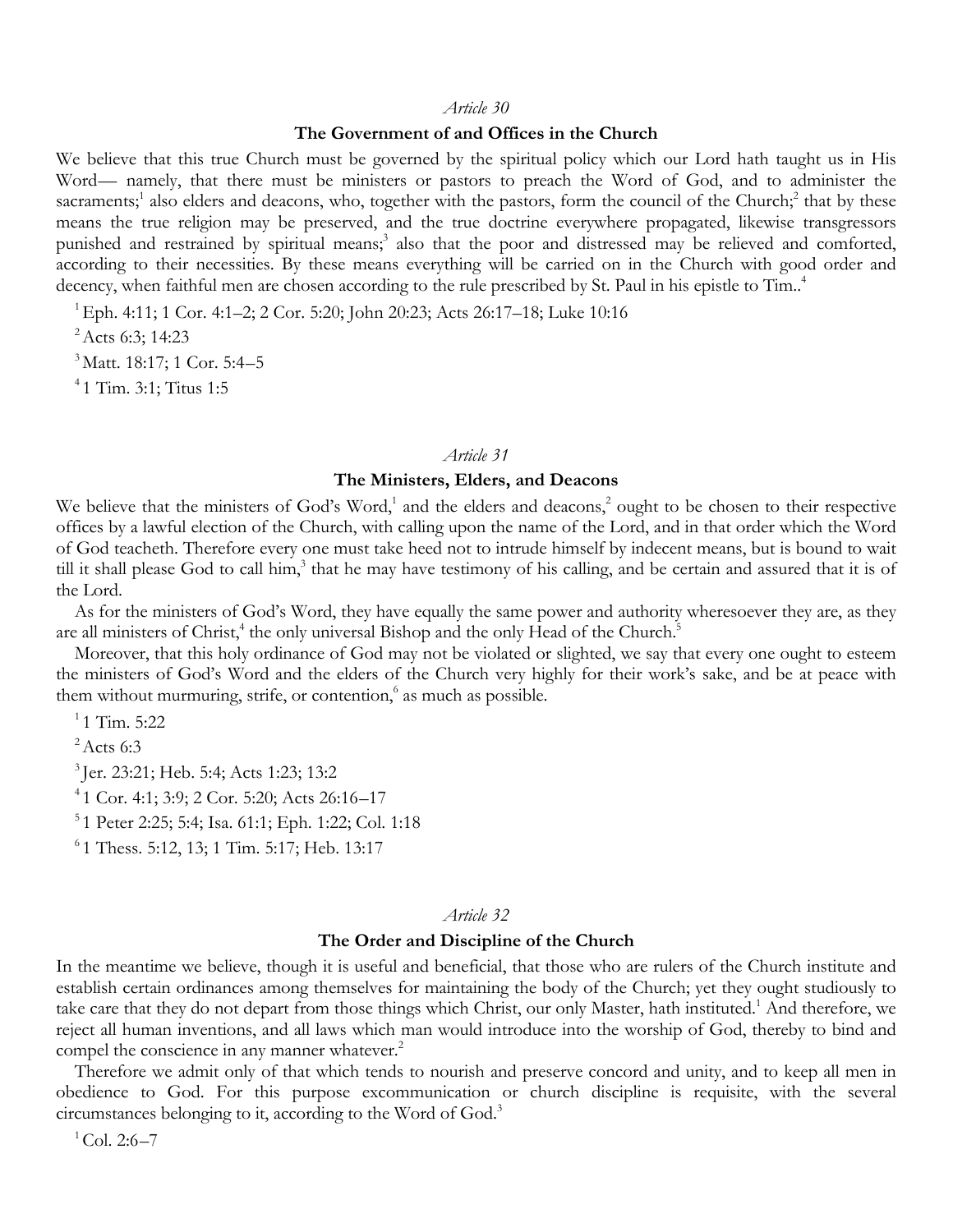*Article 30*

### The Government of and Offices in the Church

We believe that this true Church must be governed by the spiritual policy which our Lord hath taught us in His Word— namely, that there must be ministers or pastors to preach the Word of God, and to administer the sacraments;[1] also elders and deacons, who, together with the pastors, form the council of the Church;[2] that by these means the true religion may be preserved, and the true doctrine everywhere propagated, likewise transgressors punished and restrained by spiritual means;[3] also that the poor and distressed may be relieved and comforted, according to their necessities. By these means everything will be carried on in the Church with good order and decency, when faithful men are chosen according to the rule prescribed by St. Paul in his epistle to Tim..[4]

[1] Eph. 4:11; 1 Cor. 4:1–2; 2 Cor. 5:20; John 20:23; Acts 26:17–18; Luke 10:16

[2] Acts 6:3; 14:23

[3] Matt. 18:17; 1 Cor. 5:4–5

[4] 1 Tim. 3:1; Titus 1:5

*Article 31*

### The Ministers, Elders, and Deacons

We believe that the ministers of God's Word,[1] and the elders and deacons,[2] ought to be chosen to their respective offices by a lawful election of the Church, with calling upon the name of the Lord, and in that order which the Word of God teacheth. Therefore every one must take heed not to intrude himself by indecent means, but is bound to wait till it shall please God to call him,[3] that he may have testimony of his calling, and be certain and assured that it is of the Lord.

As for the ministers of God's Word, they have equally the same power and authority wheresoever they are, as they are all ministers of Christ,[4] the only universal Bishop and the only Head of the Church.[5]

Moreover, that this holy ordinance of God may not be violated or slighted, we say that every one ought to esteem the ministers of God's Word and the elders of the Church very highly for their work's sake, and be at peace with them without murmuring, strife, or contention,[6] as much as possible.

[1] 1 Tim. 5:22

[2] Acts 6:3

[3] Jer. 23:21; Heb. 5:4; Acts 1:23; 13:2

[4] 1 Cor. 4:1; 3:9; 2 Cor. 5:20; Acts 26:16–17

[5] 1 Peter 2:25; 5:4; Isa. 61:1; Eph. 1:22; Col. 1:18

[6] 1 Thess. 5:12, 13; 1 Tim. 5:17; Heb. 13:17

*Article 32*

### The Order and Discipline of the Church

In the meantime we believe, though it is useful and beneficial, that those who are rulers of the Church institute and establish certain ordinances among themselves for maintaining the body of the Church; yet they ought studiously to take care that they do not depart from those things which Christ, our only Master, hath instituted.[1] And therefore, we reject all human inventions, and all laws which man would introduce into the worship of God, thereby to bind and compel the conscience in any manner whatever.[2]

Therefore we admit only of that which tends to nourish and preserve concord and unity, and to keep all men in obedience to God. For this purpose excommunication or church discipline is requisite, with the several circumstances belonging to it, according to the Word of God.[3]

[1] Col. 2:6–7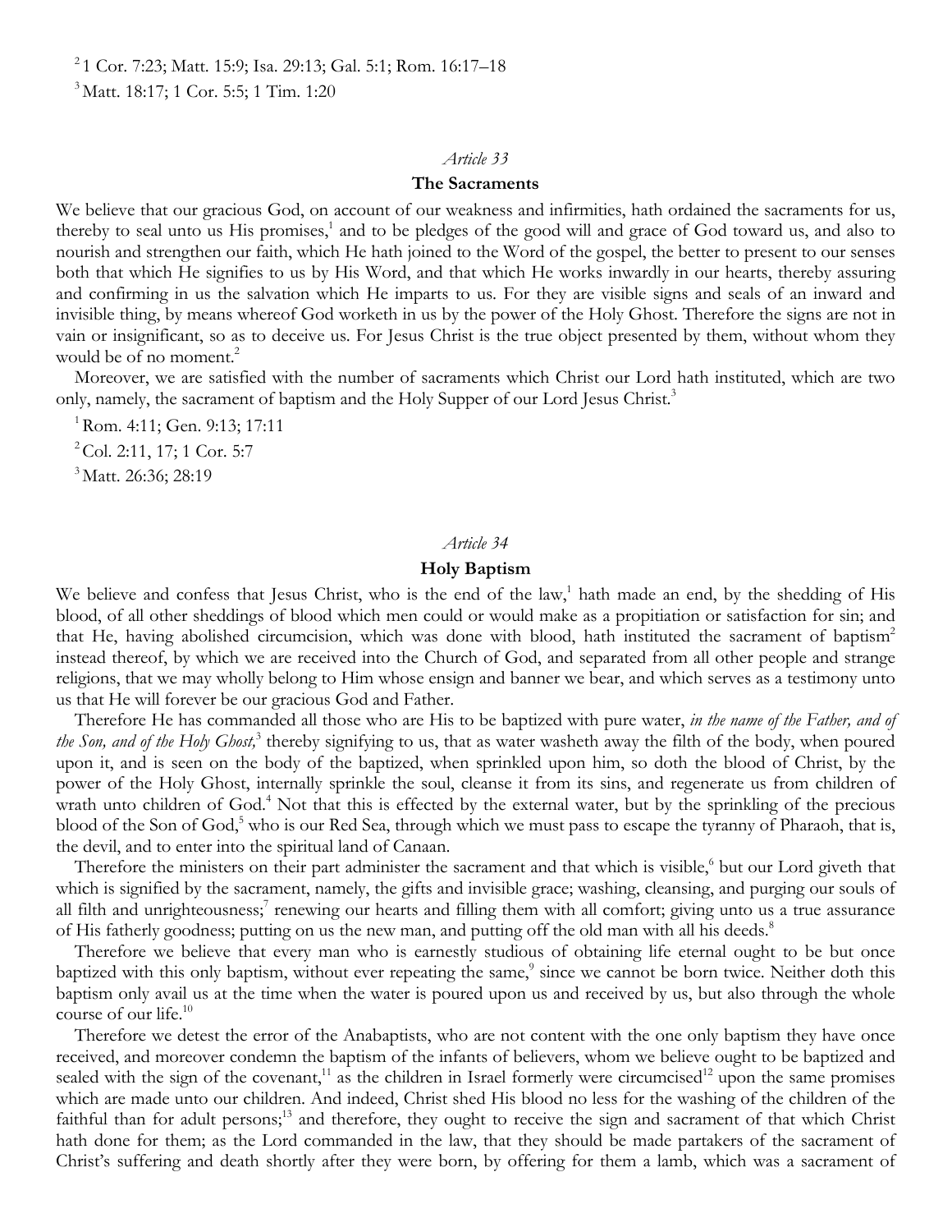[2] 1 Cor. 7:23; Matt. 15:9; Isa. 29:13; Gal. 5:1; Rom. 16:17–18

[3] Matt. 18:17; 1 Cor. 5:5; 1 Tim. 1:20

*Article 33*

### The Sacraments

We believe that our gracious God, on account of our weakness and infirmities, hath ordained the sacraments for us, thereby to seal unto us His promises,[1] and to be pledges of the good will and grace of God toward us, and also to nourish and strengthen our faith, which He hath joined to the Word of the gospel, the better to present to our senses both that which He signifies to us by His Word, and that which He works inwardly in our hearts, thereby assuring and confirming in us the salvation which He imparts to us. For they are visible signs and seals of an inward and invisible thing, by means whereof God worketh in us by the power of the Holy Ghost. Therefore the signs are not in vain or insignificant, so as to deceive us. For Jesus Christ is the true object presented by them, without whom they would be of no moment.[2]

Moreover, we are satisfied with the number of sacraments which Christ our Lord hath instituted, which are two only, namely, the sacrament of baptism and the Holy Supper of our Lord Jesus Christ.[3]

[1] Rom. 4:11; Gen. 9:13; 17:11

[2] Col. 2:11, 17; 1 Cor. 5:7

[3] Matt. 26:36; 28:19

*Article 34*

### Holy Baptism

We believe and confess that Jesus Christ, who is the end of the law,[1] hath made an end, by the shedding of His blood, of all other sheddings of blood which men could or would make as a propitiation or satisfaction for sin; and that He, having abolished circumcision, which was done with blood, hath instituted the sacrament of baptism[2] instead thereof, by which we are received into the Church of God, and separated from all other people and strange religions, that we may wholly belong to Him whose ensign and banner we bear, and which serves as a testimony unto us that He will forever be our gracious God and Father.

Therefore He has commanded all those who are His to be baptized with pure water, *in the name of the Father, and of the Son, and of the Holy Ghost,*[3] thereby signifying to us, that as water washeth away the filth of the body, when poured upon it, and is seen on the body of the baptized, when sprinkled upon him, so doth the blood of Christ, by the power of the Holy Ghost, internally sprinkle the soul, cleanse it from its sins, and regenerate us from children of wrath unto children of God.[4] Not that this is effected by the external water, but by the sprinkling of the precious blood of the Son of God,[5] who is our Red Sea, through which we must pass to escape the tyranny of Pharaoh, that is, the devil, and to enter into the spiritual land of Canaan.

Therefore the ministers on their part administer the sacrament and that which is visible,[6] but our Lord giveth that which is signified by the sacrament, namely, the gifts and invisible grace; washing, cleansing, and purging our souls of all filth and unrighteousness;[7] renewing our hearts and filling them with all comfort; giving unto us a true assurance of His fatherly goodness; putting on us the new man, and putting off the old man with all his deeds.[8]

Therefore we believe that every man who is earnestly studious of obtaining life eternal ought to be but once baptized with this only baptism, without ever repeating the same,[9] since we cannot be born twice. Neither doth this baptism only avail us at the time when the water is poured upon us and received by us, but also through the whole course of our life.[10]

Therefore we detest the error of the Anabaptists, who are not content with the one only baptism they have once received, and moreover condemn the baptism of the infants of believers, whom we believe ought to be baptized and sealed with the sign of the covenant,[11] as the children in Israel formerly were circumcised[12] upon the same promises which are made unto our children. And indeed, Christ shed His blood no less for the washing of the children of the faithful than for adult persons;[13] and therefore, they ought to receive the sign and sacrament of that which Christ hath done for them; as the Lord commanded in the law, that they should be made partakers of the sacrament of Christ's suffering and death shortly after they were born, by offering for them a lamb, which was a sacrament of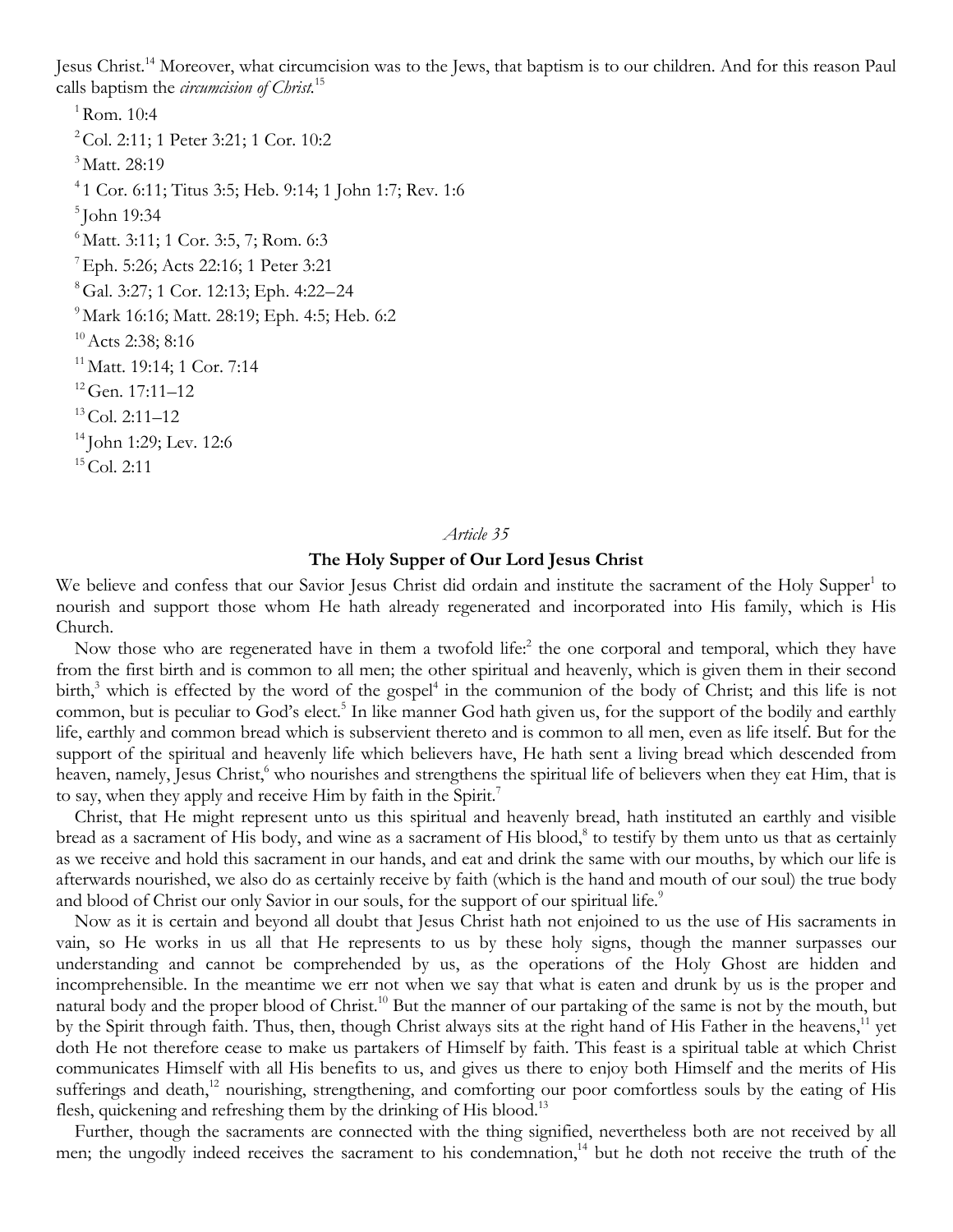Jesus Christ.[14] Moreover, what circumcision was to the Jews, that baptism is to our children. And for this reason Paul calls baptism the *circumcision of Christ.*[15]

[1] Rom. 10:4
[2] Col. 2:11; 1 Peter 3:21; 1 Cor. 10:2
[3] Matt. 28:19
[4] 1 Cor. 6:11; Titus 3:5; Heb. 9:14; 1 John 1:7; Rev. 1:6
[5] John 19:34
[6] Matt. 3:11; 1 Cor. 3:5, 7; Rom. 6:3
[7] Eph. 5:26; Acts 22:16; 1 Peter 3:21
[8] Gal. 3:27; 1 Cor. 12:13; Eph. 4:22–24
[9] Mark 16:16; Matt. 28:19; Eph. 4:5; Heb. 6:2
[10] Acts 2:38; 8:16
[11] Matt. 19:14; 1 Cor. 7:14
[12] Gen. 17:11–12
[13] Col. 2:11–12
[14] John 1:29; Lev. 12:6
[15] Col. 2:11

*Article 35*

## The Holy Supper of Our Lord Jesus Christ

We believe and confess that our Savior Jesus Christ did ordain and institute the sacrament of the Holy Supper[1] to nourish and support those whom He hath already regenerated and incorporated into His family, which is His Church.

Now those who are regenerated have in them a twofold life:[2] the one corporal and temporal, which they have from the first birth and is common to all men; the other spiritual and heavenly, which is given them in their second birth,[3] which is effected by the word of the gospel[4] in the communion of the body of Christ; and this life is not common, but is peculiar to God's elect.[5] In like manner God hath given us, for the support of the bodily and earthly life, earthly and common bread which is subservient thereto and is common to all men, even as life itself. But for the support of the spiritual and heavenly life which believers have, He hath sent a living bread which descended from heaven, namely, Jesus Christ,[6] who nourishes and strengthens the spiritual life of believers when they eat Him, that is to say, when they apply and receive Him by faith in the Spirit.[7]

Christ, that He might represent unto us this spiritual and heavenly bread, hath instituted an earthly and visible bread as a sacrament of His body, and wine as a sacrament of His blood,[8] to testify by them unto us that as certainly as we receive and hold this sacrament in our hands, and eat and drink the same with our mouths, by which our life is afterwards nourished, we also do as certainly receive by faith (which is the hand and mouth of our soul) the true body and blood of Christ our only Savior in our souls, for the support of our spiritual life.[9]

Now as it is certain and beyond all doubt that Jesus Christ hath not enjoined to us the use of His sacraments in vain, so He works in us all that He represents to us by these holy signs, though the manner surpasses our understanding and cannot be comprehended by us, as the operations of the Holy Ghost are hidden and incomprehensible. In the meantime we err not when we say that what is eaten and drunk by us is the proper and natural body and the proper blood of Christ.[10] But the manner of our partaking of the same is not by the mouth, but by the Spirit through faith. Thus, then, though Christ always sits at the right hand of His Father in the heavens,[11] yet doth He not therefore cease to make us partakers of Himself by faith. This feast is a spiritual table at which Christ communicates Himself with all His benefits to us, and gives us there to enjoy both Himself and the merits of His sufferings and death,[12] nourishing, strengthening, and comforting our poor comfortless souls by the eating of His flesh, quickening and refreshing them by the drinking of His blood.[13]

Further, though the sacraments are connected with the thing signified, nevertheless both are not received by all men; the ungodly indeed receives the sacrament to his condemnation,[14] but he doth not receive the truth of the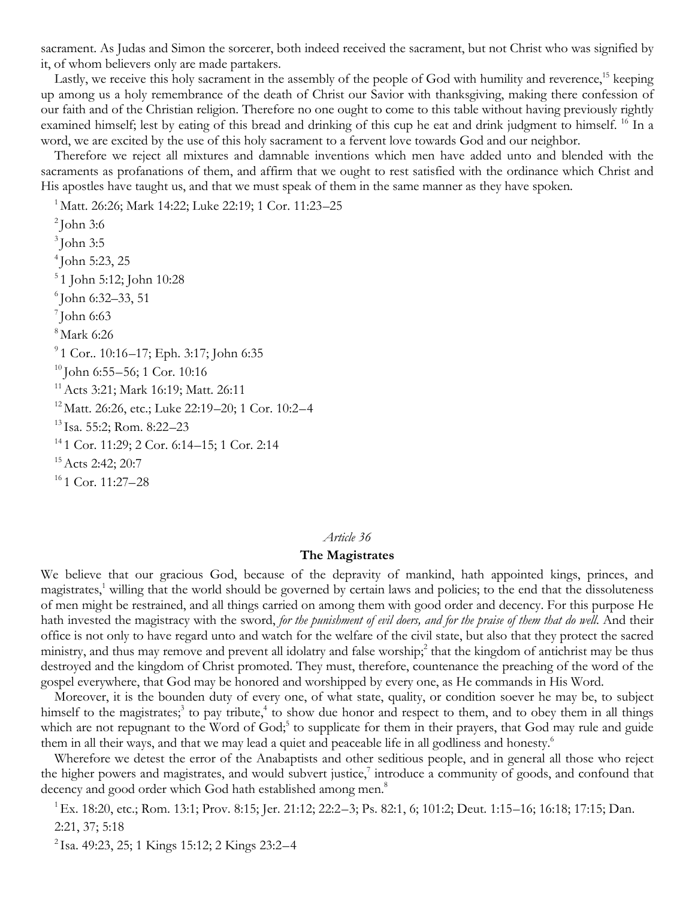sacrament. As Judas and Simon the sorcerer, both indeed received the sacrament, but not Christ who was signified by it, of whom believers only are made partakers.

Lastly, we receive this holy sacrament in the assembly of the people of God with humility and reverence,[15] keeping up among us a holy remembrance of the death of Christ our Savior with thanksgiving, making there confession of our faith and of the Christian religion. Therefore no one ought to come to this table without having previously rightly examined himself; lest by eating of this bread and drinking of this cup he eat and drink judgment to himself. [16] In a word, we are excited by the use of this holy sacrament to a fervent love towards God and our neighbor.

Therefore we reject all mixtures and damnable inventions which men have added unto and blended with the sacraments as profanations of them, and affirm that we ought to rest satisfied with the ordinance which Christ and His apostles have taught us, and that we must speak of them in the same manner as they have spoken.

[1] Matt. 26:26; Mark 14:22; Luke 22:19; 1 Cor. 11:23–25

[2] John 3:6

[3] John 3:5

[4] John 5:23, 25

[5] 1 John 5:12; John 10:28

[6] John 6:32–33, 51

[7] John 6:63

[8] Mark 6:26

[9] 1 Cor.. 10:16–17; Eph. 3:17; John 6:35

[10] John 6:55–56; 1 Cor. 10:16

[11] Acts 3:21; Mark 16:19; Matt. 26:11

[12] Matt. 26:26, etc.; Luke 22:19–20; 1 Cor. 10:2–4

[13] Isa. 55:2; Rom. 8:22–23

[14] 1 Cor. 11:29; 2 Cor. 6:14–15; 1 Cor. 2:14

[15] Acts 2:42; 20:7

[16] 1 Cor. 11:27–28

*Article 36*

## The Magistrates

We believe that our gracious God, because of the depravity of mankind, hath appointed kings, princes, and magistrates,[1] willing that the world should be governed by certain laws and policies; to the end that the dissoluteness of men might be restrained, and all things carried on among them with good order and decency. For this purpose He hath invested the magistracy with the sword, *for the punishment of evil doers, and for the praise of them that do well*. And their office is not only to have regard unto and watch for the welfare of the civil state, but also that they protect the sacred ministry, and thus may remove and prevent all idolatry and false worship;[2] that the kingdom of antichrist may be thus destroyed and the kingdom of Christ promoted. They must, therefore, countenance the preaching of the word of the gospel everywhere, that God may be honored and worshipped by every one, as He commands in His Word.

Moreover, it is the bounden duty of every one, of what state, quality, or condition soever he may be, to subject himself to the magistrates;[3] to pay tribute,[4] to show due honor and respect to them, and to obey them in all things which are not repugnant to the Word of God;[5] to supplicate for them in their prayers, that God may rule and guide them in all their ways, and that we may lead a quiet and peaceable life in all godliness and honesty.[6]

Wherefore we detest the error of the Anabaptists and other seditious people, and in general all those who reject the higher powers and magistrates, and would subvert justice,[7] introduce a community of goods, and confound that decency and good order which God hath established among men.[8]

[1] Ex. 18:20, etc.; Rom. 13:1; Prov. 8:15; Jer. 21:12; 22:2–3; Ps. 82:1, 6; 101:2; Deut. 1:15–16; 16:18; 17:15; Dan. 2:21, 37; 5:18

[2] Isa. 49:23, 25; 1 Kings 15:12; 2 Kings 23:2–4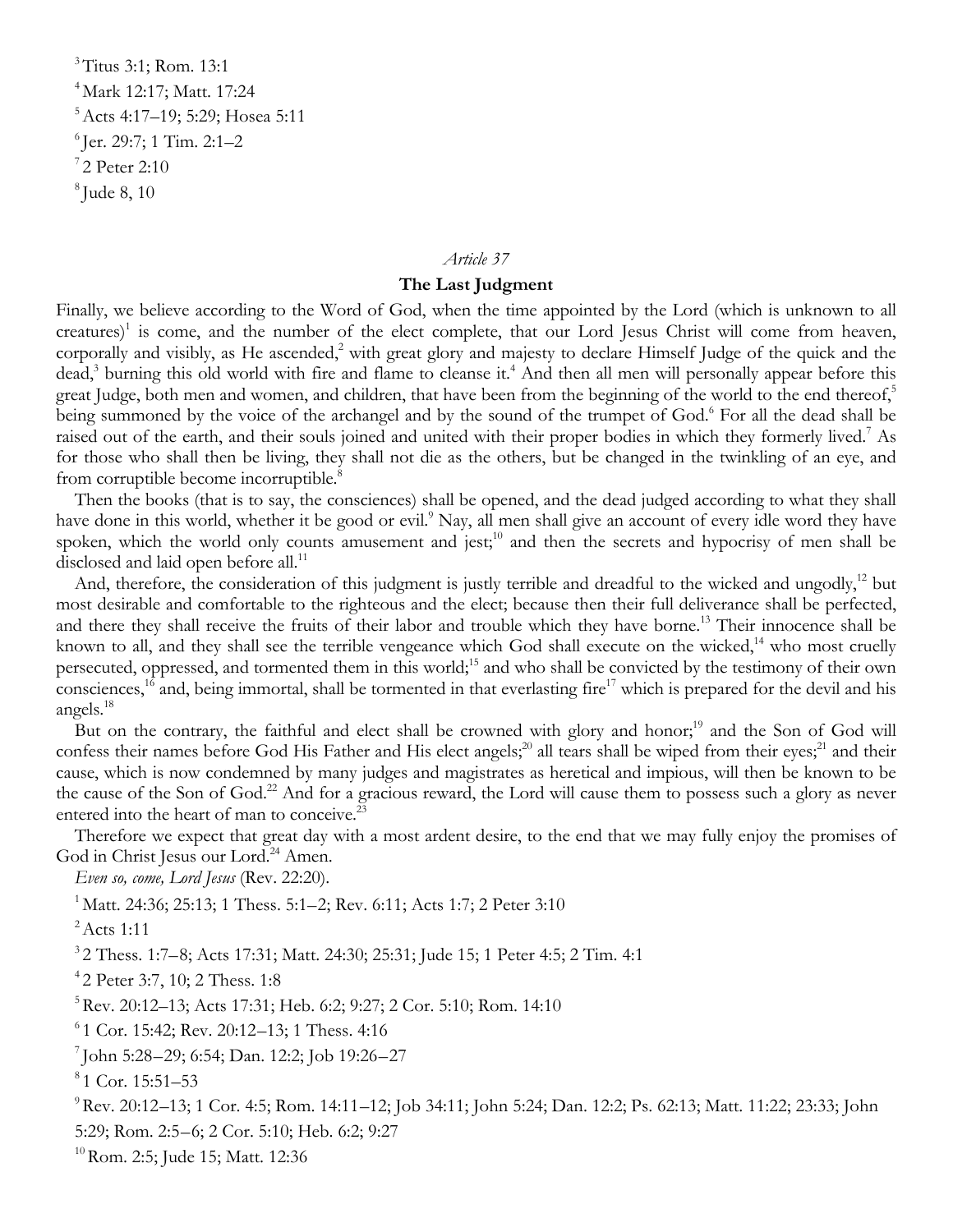[3] Titus 3:1; Rom. 13:1

[4] Mark 12:17; Matt. 17:24

[5] Acts 4:17–19; 5:29; Hosea 5:11

[6] Jer. 29:7; 1 Tim. 2:1–2

[7] 2 Peter 2:10

[8] Jude 8, 10

*Article 37*

### The Last Judgment

Finally, we believe according to the Word of God, when the time appointed by the Lord (which is unknown to all creatures)[1] is come, and the number of the elect complete, that our Lord Jesus Christ will come from heaven, corporally and visibly, as He ascended,[2] with great glory and majesty to declare Himself Judge of the quick and the dead,[3] burning this old world with fire and flame to cleanse it.[4] And then all men will personally appear before this great Judge, both men and women, and children, that have been from the beginning of the world to the end thereof,[5] being summoned by the voice of the archangel and by the sound of the trumpet of God.[6] For all the dead shall be raised out of the earth, and their souls joined and united with their proper bodies in which they formerly lived.[7] As for those who shall then be living, they shall not die as the others, but be changed in the twinkling of an eye, and from corruptible become incorruptible.[8]

Then the books (that is to say, the consciences) shall be opened, and the dead judged according to what they shall have done in this world, whether it be good or evil.[9] Nay, all men shall give an account of every idle word they have spoken, which the world only counts amusement and jest;[10] and then the secrets and hypocrisy of men shall be disclosed and laid open before all.[11]

And, therefore, the consideration of this judgment is justly terrible and dreadful to the wicked and ungodly,[12] but most desirable and comfortable to the righteous and the elect; because then their full deliverance shall be perfected, and there they shall receive the fruits of their labor and trouble which they have borne.[13] Their innocence shall be known to all, and they shall see the terrible vengeance which God shall execute on the wicked,[14] who most cruelly persecuted, oppressed, and tormented them in this world;[15] and who shall be convicted by the testimony of their own consciences,[16] and, being immortal, shall be tormented in that everlasting fire[17] which is prepared for the devil and his angels.[18]

But on the contrary, the faithful and elect shall be crowned with glory and honor;[19] and the Son of God will confess their names before God His Father and His elect angels;[20] all tears shall be wiped from their eyes;[21] and their cause, which is now condemned by many judges and magistrates as heretical and impious, will then be known to be the cause of the Son of God.[22] And for a gracious reward, the Lord will cause them to possess such a glory as never entered into the heart of man to conceive.[23]

Therefore we expect that great day with a most ardent desire, to the end that we may fully enjoy the promises of God in Christ Jesus our Lord.[24] Amen.

*Even so, come, Lord Jesus* (Rev. 22:20).

[1] Matt. 24:36; 25:13; 1 Thess. 5:1–2; Rev. 6:11; Acts 1:7; 2 Peter 3:10

[2] Acts 1:11

[3] 2 Thess. 1:7–8; Acts 17:31; Matt. 24:30; 25:31; Jude 15; 1 Peter 4:5; 2 Tim. 4:1

[4] 2 Peter 3:7, 10; 2 Thess. 1:8

[5] Rev. 20:12–13; Acts 17:31; Heb. 6:2; 9:27; 2 Cor. 5:10; Rom. 14:10

[6] 1 Cor. 15:42; Rev. 20:12–13; 1 Thess. 4:16

[7] John 5:28–29; 6:54; Dan. 12:2; Job 19:26–27

[8] 1 Cor. 15:51–53

[9] Rev. 20:12–13; 1 Cor. 4:5; Rom. 14:11–12; Job 34:11; John 5:24; Dan. 12:2; Ps. 62:13; Matt. 11:22; 23:33; John 5:29; Rom. 2:5–6; 2 Cor. 5:10; Heb. 6:2; 9:27

[10] Rom. 2:5; Jude 15; Matt. 12:36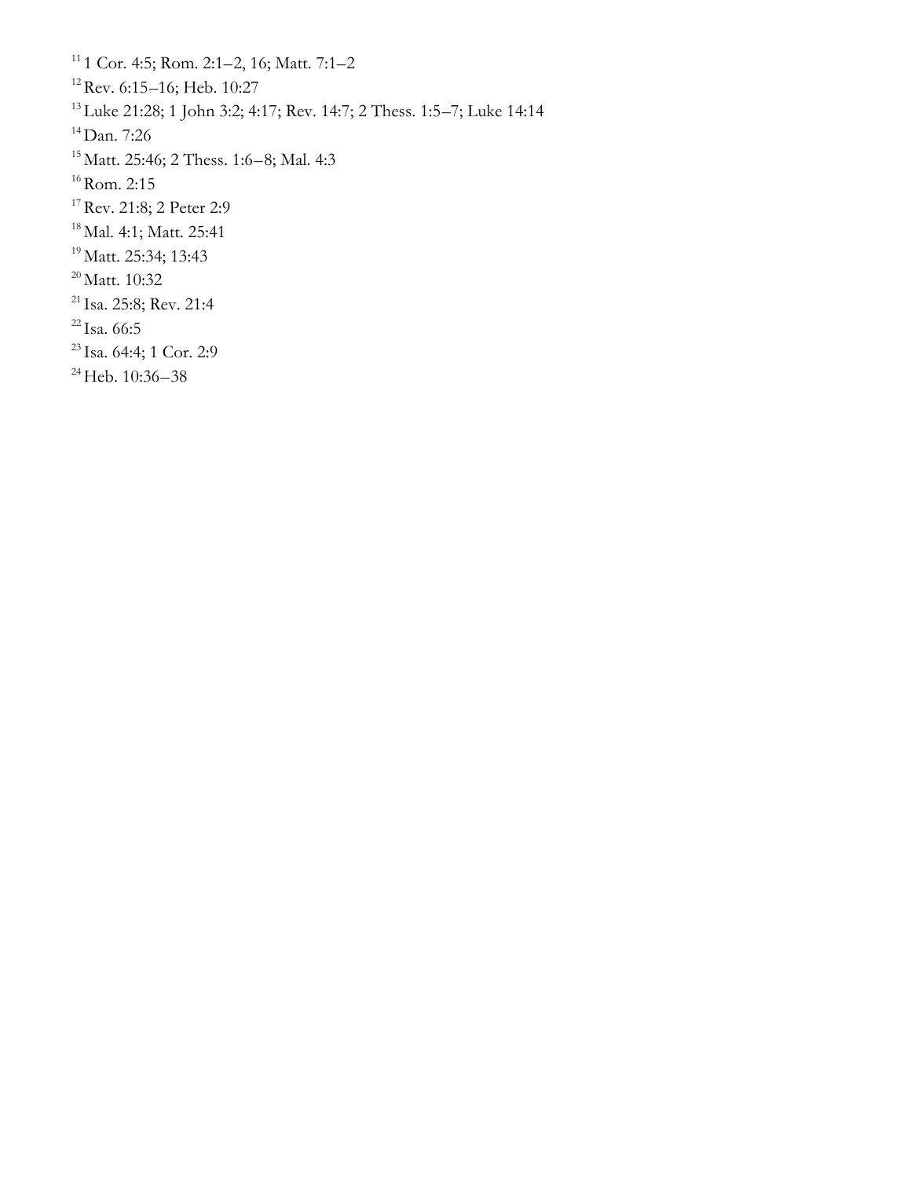[11] 1 Cor. 4:5; Rom. 2:1–2, 16; Matt. 7:1–2

[12] Rev. 6:15–16; Heb. 10:27

[13] Luke 21:28; 1 John 3:2; 4:17; Rev. 14:7; 2 Thess. 1:5–7; Luke 14:14

[14] Dan. 7:26

[15] Matt. 25:46; 2 Thess. 1:6–8; Mal. 4:3

[16] Rom. 2:15

[17] Rev. 21:8; 2 Peter 2:9

[18] Mal. 4:1; Matt. 25:41

[19] Matt. 25:34; 13:43

[20] Matt. 10:32

[21] Isa. 25:8; Rev. 21:4

[22] Isa. 66:5

[23] Isa. 64:4; 1 Cor. 2:9

[24] Heb. 10:36–38